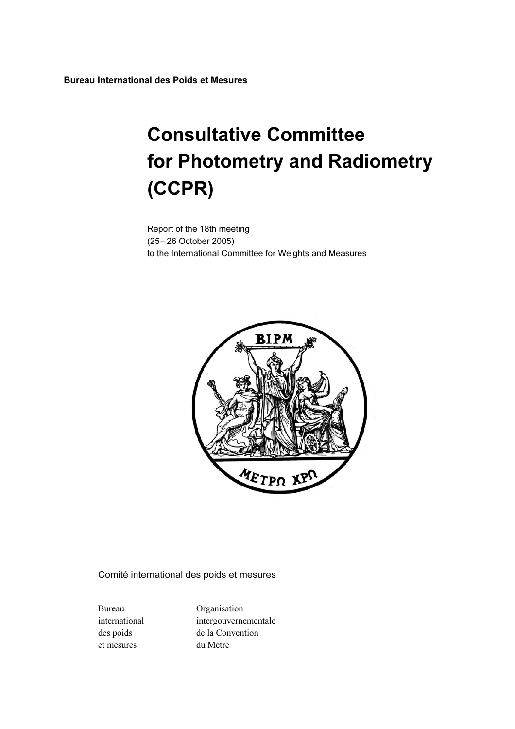**Bureau International des Poids et Mesures**

# Consultative Committee for Photometry and Radiometry (CCPR)

Report of the 18th meeting
(25 – 26 October 2005)
to the International Committee for Weights and Measures

Comité international des poids et mesures

Bureau international des poids et mesures

Organisation intergouvernementale de la Convention du Mètre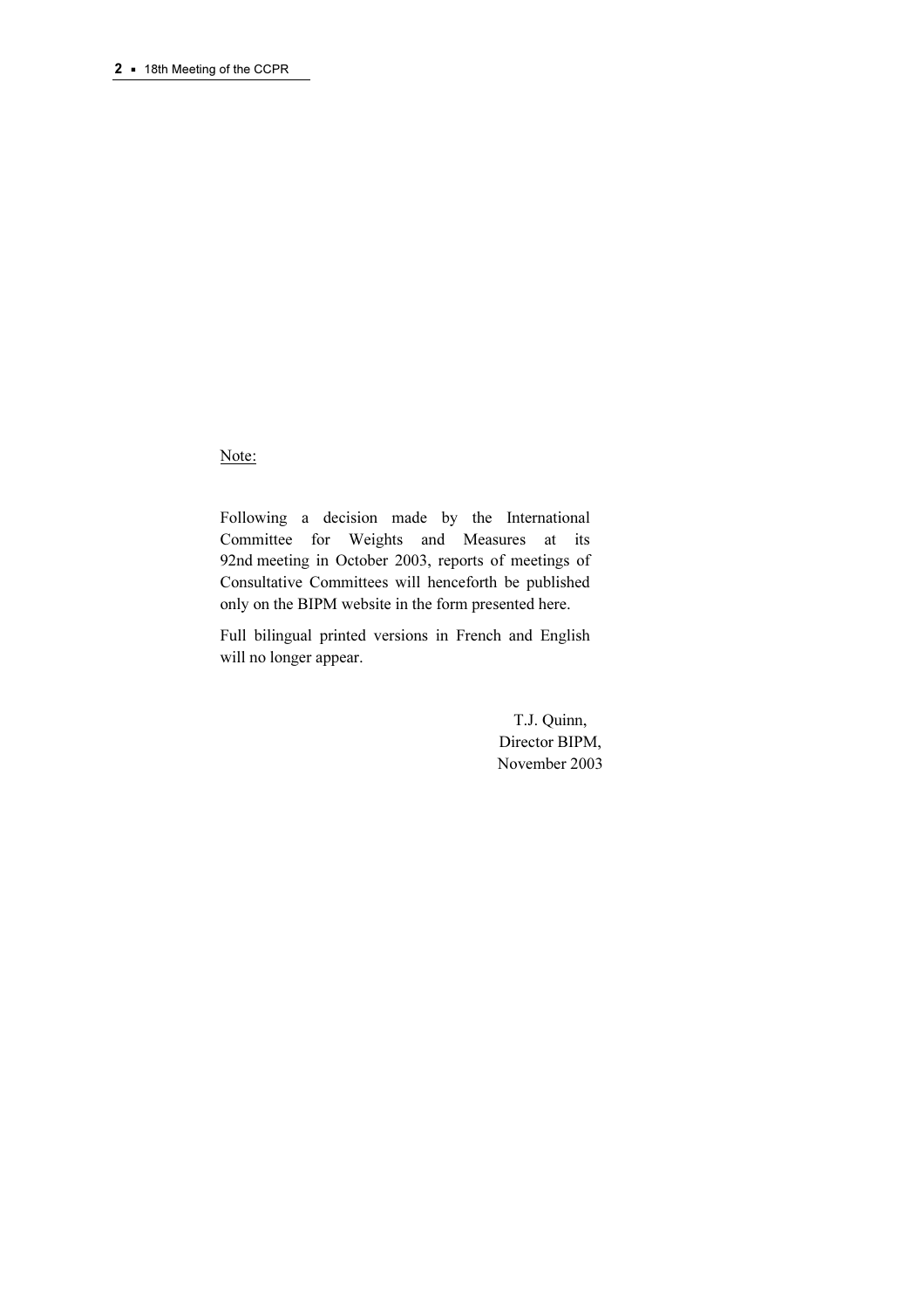Note:

Following a decision made by the International Committee for Weights and Measures at its 92nd meeting in October 2003, reports of meetings of Consultative Committees will henceforth be published only on the BIPM website in the form presented here.

Full bilingual printed versions in French and English will no longer appear.

T.J. Quinn,
Director BIPM,
November 2003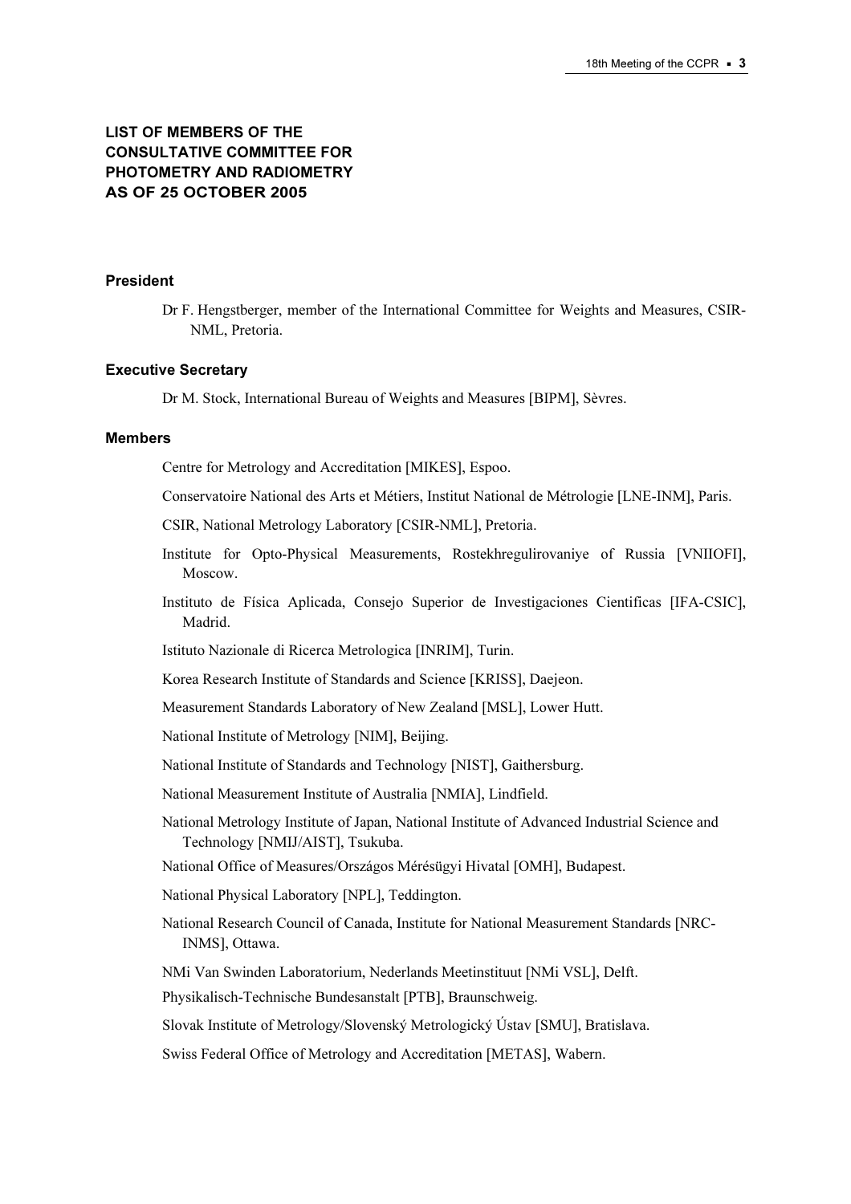# LIST OF MEMBERS OF THE CONSULTATIVE COMMITTEE FOR PHOTOMETRY AND RADIOMETRY AS OF 25 OCTOBER 2005

### President

Dr F. Hengstberger, member of the International Committee for Weights and Measures, CSIR-NML, Pretoria.

### Executive Secretary

Dr M. Stock, International Bureau of Weights and Measures [BIPM], Sèvres.

### Members

Centre for Metrology and Accreditation [MIKES], Espoo.

Conservatoire National des Arts et Métiers, Institut National de Métrologie [LNE-INM], Paris.

CSIR, National Metrology Laboratory [CSIR-NML], Pretoria.

Institute for Opto-Physical Measurements, Rostekhregulirovaniye of Russia [VNIIOFI], Moscow.

Instituto de Física Aplicada, Consejo Superior de Investigaciones Cientificas [IFA-CSIC], Madrid.

Istituto Nazionale di Ricerca Metrologica [INRIM], Turin.

Korea Research Institute of Standards and Science [KRISS], Daejeon.

Measurement Standards Laboratory of New Zealand [MSL], Lower Hutt.

National Institute of Metrology [NIM], Beijing.

National Institute of Standards and Technology [NIST], Gaithersburg.

National Measurement Institute of Australia [NMIA], Lindfield.

National Metrology Institute of Japan, National Institute of Advanced Industrial Science and Technology [NMIJ/AIST], Tsukuba.

National Office of Measures/Országos Mérésügyi Hivatal [OMH], Budapest.

National Physical Laboratory [NPL], Teddington.

National Research Council of Canada, Institute for National Measurement Standards [NRC-INMS], Ottawa.

NMi Van Swinden Laboratorium, Nederlands Meetinstituut [NMi VSL], Delft.

Physikalisch-Technische Bundesanstalt [PTB], Braunschweig.

Slovak Institute of Metrology/Slovenský Metrologický Ústav [SMU], Bratislava.

Swiss Federal Office of Metrology and Accreditation [METAS], Wabern.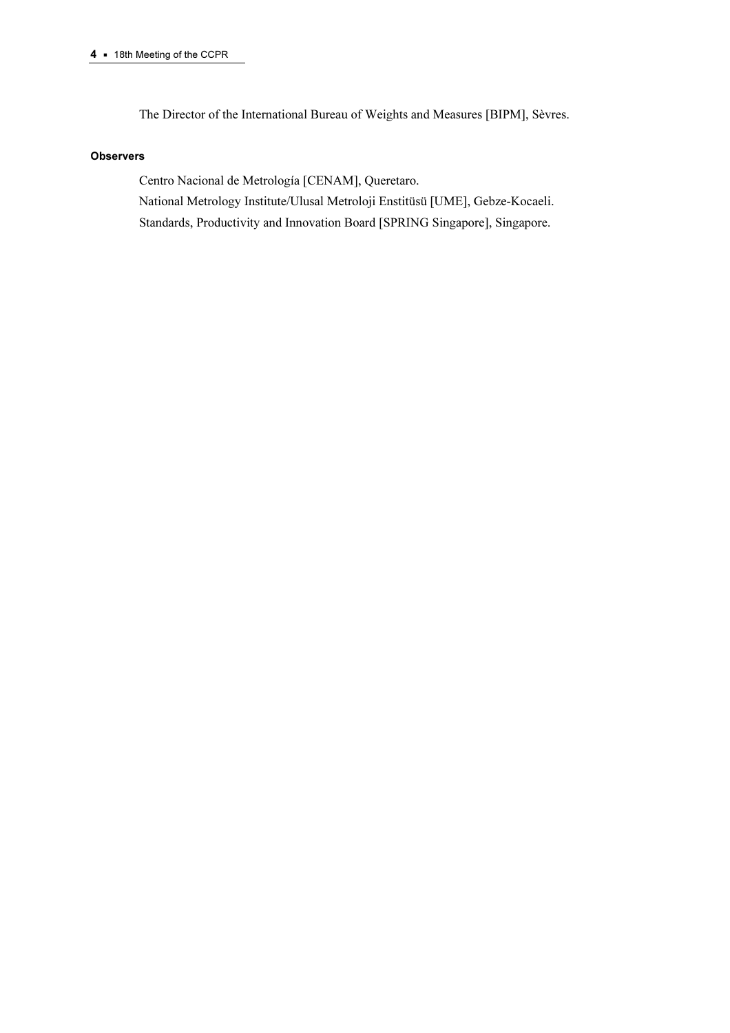The Director of the International Bureau of Weights and Measures [BIPM], Sèvres.

**Observers**

Centro Nacional de Metrología [CENAM], Queretaro.
National Metrology Institute/Ulusal Metroloji Enstitüsü [UME], Gebze-Kocaeli.
Standards, Productivity and Innovation Board [SPRING Singapore], Singapore.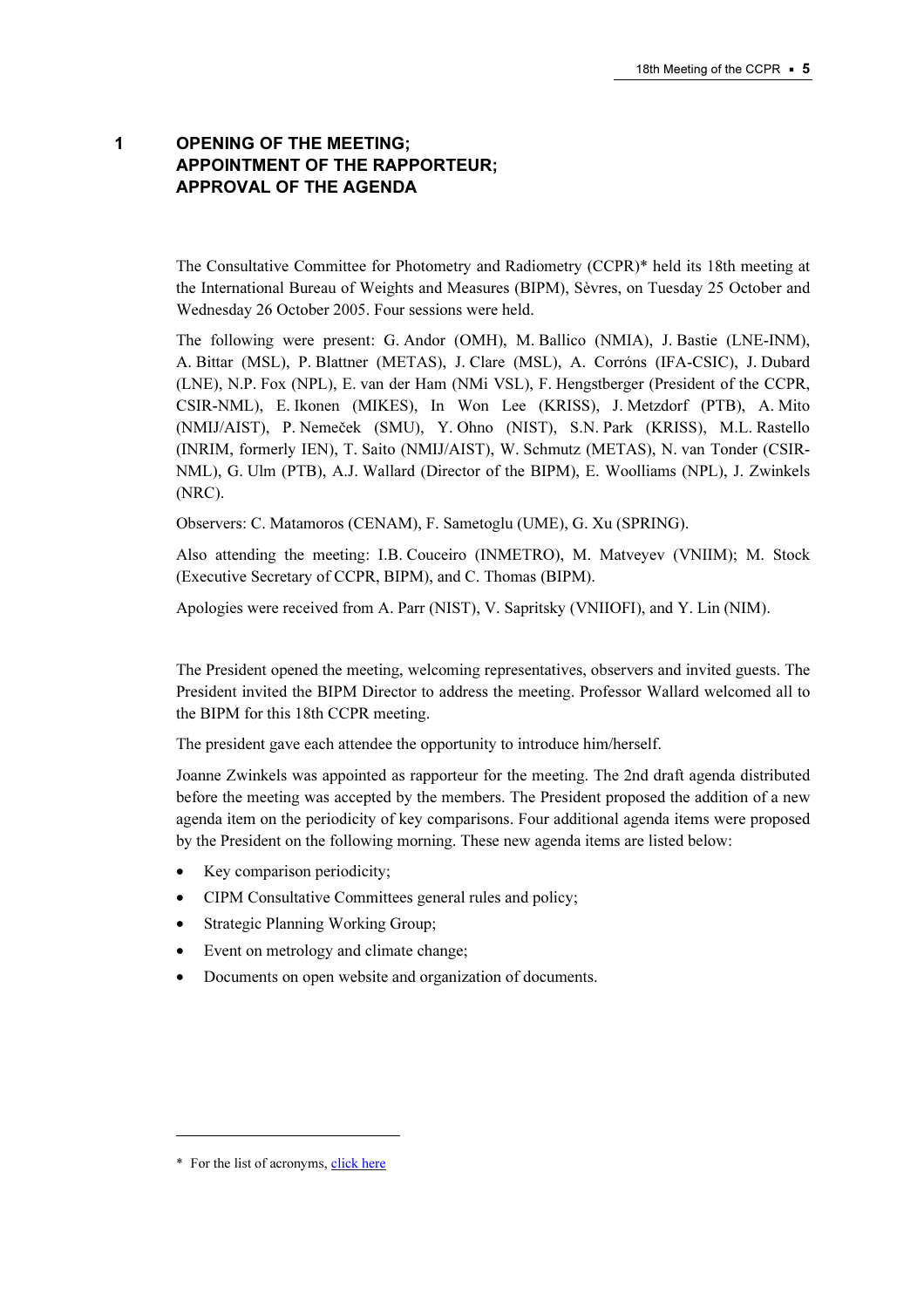# 1 OPENING OF THE MEETING; APPOINTMENT OF THE RAPPORTEUR; APPROVAL OF THE AGENDA

The Consultative Committee for Photometry and Radiometry (CCPR)* held its 18th meeting at the International Bureau of Weights and Measures (BIPM), Sèvres, on Tuesday 25 October and Wednesday 26 October 2005. Four sessions were held.

The following were present: G. Andor (OMH), M. Ballico (NMIA), J. Bastie (LNE-INM), A. Bittar (MSL), P. Blattner (METAS), J. Clare (MSL), A. Corróns (IFA-CSIC), J. Dubard (LNE), N.P. Fox (NPL), E. van der Ham (NMi VSL), F. Hengstberger (President of the CCPR, CSIR-NML), E. Ikonen (MIKES), In Won Lee (KRISS), J. Metzdorf (PTB), A. Mito (NMIJ/AIST), P. Nemeček (SMU), Y. Ohno (NIST), S.N. Park (KRISS), M.L. Rastello (INRIM, formerly IEN), T. Saito (NMIJ/AIST), W. Schmutz (METAS), N. van Tonder (CSIR-NML), G. Ulm (PTB), A.J. Wallard (Director of the BIPM), E. Woolliams (NPL), J. Zwinkels (NRC).

Observers: C. Matamoros (CENAM), F. Sametoglu (UME), G. Xu (SPRING).

Also attending the meeting: I.B. Couceiro (INMETRO), M. Matveyev (VNIIM); M. Stock (Executive Secretary of CCPR, BIPM), and C. Thomas (BIPM).

Apologies were received from A. Parr (NIST), V. Sapritsky (VNIIOFI), and Y. Lin (NIM).

The President opened the meeting, welcoming representatives, observers and invited guests. The President invited the BIPM Director to address the meeting. Professor Wallard welcomed all to the BIPM for this 18th CCPR meeting.

The president gave each attendee the opportunity to introduce him/herself.

Joanne Zwinkels was appointed as rapporteur for the meeting. The 2nd draft agenda distributed before the meeting was accepted by the members. The President proposed the addition of a new agenda item on the periodicity of key comparisons. Four additional agenda items were proposed by the President on the following morning. These new agenda items are listed below:

- Key comparison periodicity;
- CIPM Consultative Committees general rules and policy;
- Strategic Planning Working Group;
- Event on metrology and climate change;
- Documents on open website and organization of documents.

---

* For the list of acronyms, click here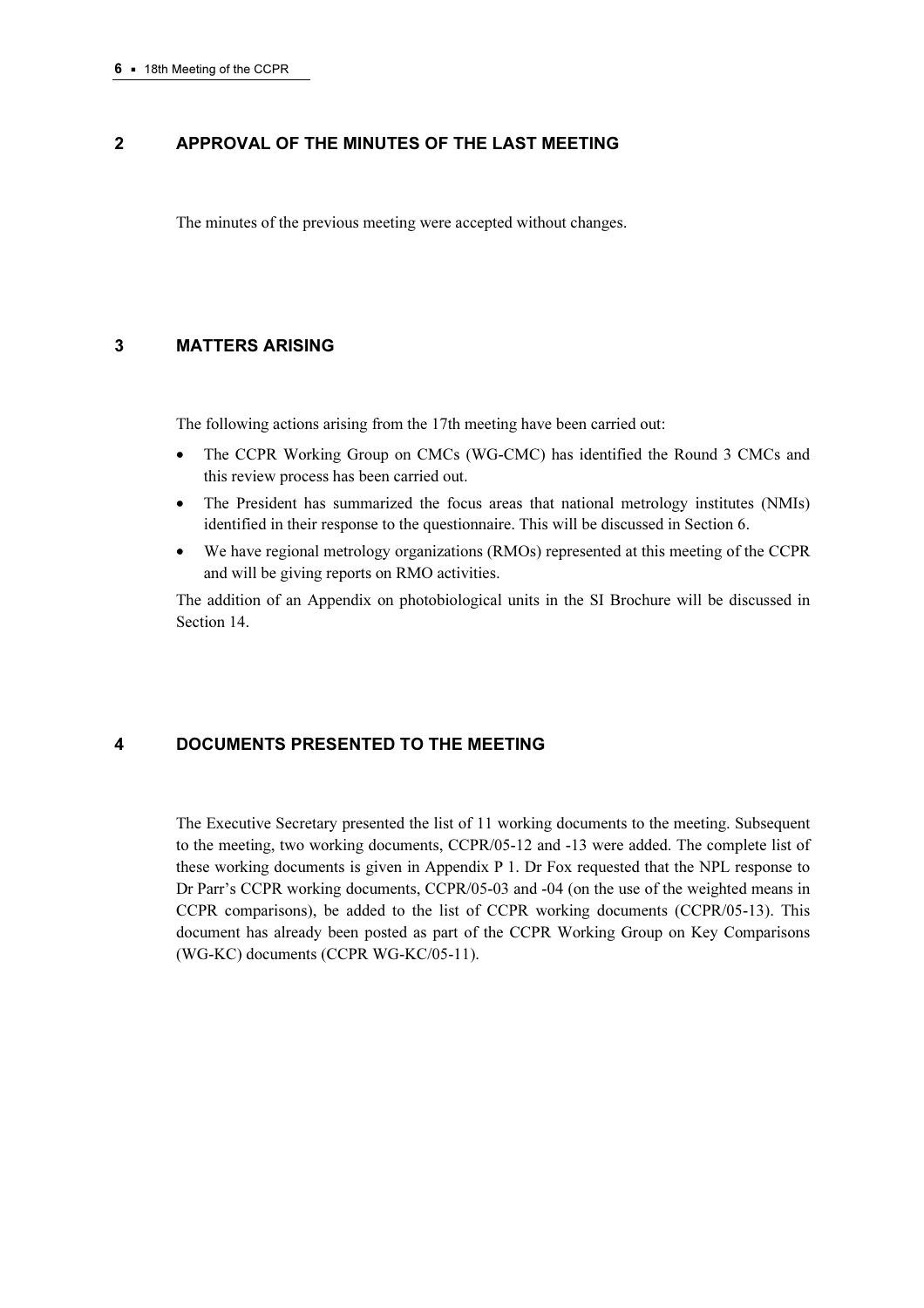## 2 APPROVAL OF THE MINUTES OF THE LAST MEETING

The minutes of the previous meeting were accepted without changes.

## 3 MATTERS ARISING

The following actions arising from the 17th meeting have been carried out:

- The CCPR Working Group on CMCs (WG-CMC) has identified the Round 3 CMCs and this review process has been carried out.
- The President has summarized the focus areas that national metrology institutes (NMIs) identified in their response to the questionnaire. This will be discussed in Section 6.
- We have regional metrology organizations (RMOs) represented at this meeting of the CCPR and will be giving reports on RMO activities.

The addition of an Appendix on photobiological units in the SI Brochure will be discussed in Section 14.

## 4 DOCUMENTS PRESENTED TO THE MEETING

The Executive Secretary presented the list of 11 working documents to the meeting. Subsequent to the meeting, two working documents, CCPR/05-12 and -13 were added. The complete list of these working documents is given in Appendix P 1. Dr Fox requested that the NPL response to Dr Parr's CCPR working documents, CCPR/05-03 and -04 (on the use of the weighted means in CCPR comparisons), be added to the list of CCPR working documents (CCPR/05-13). This document has already been posted as part of the CCPR Working Group on Key Comparisons (WG-KC) documents (CCPR WG-KC/05-11).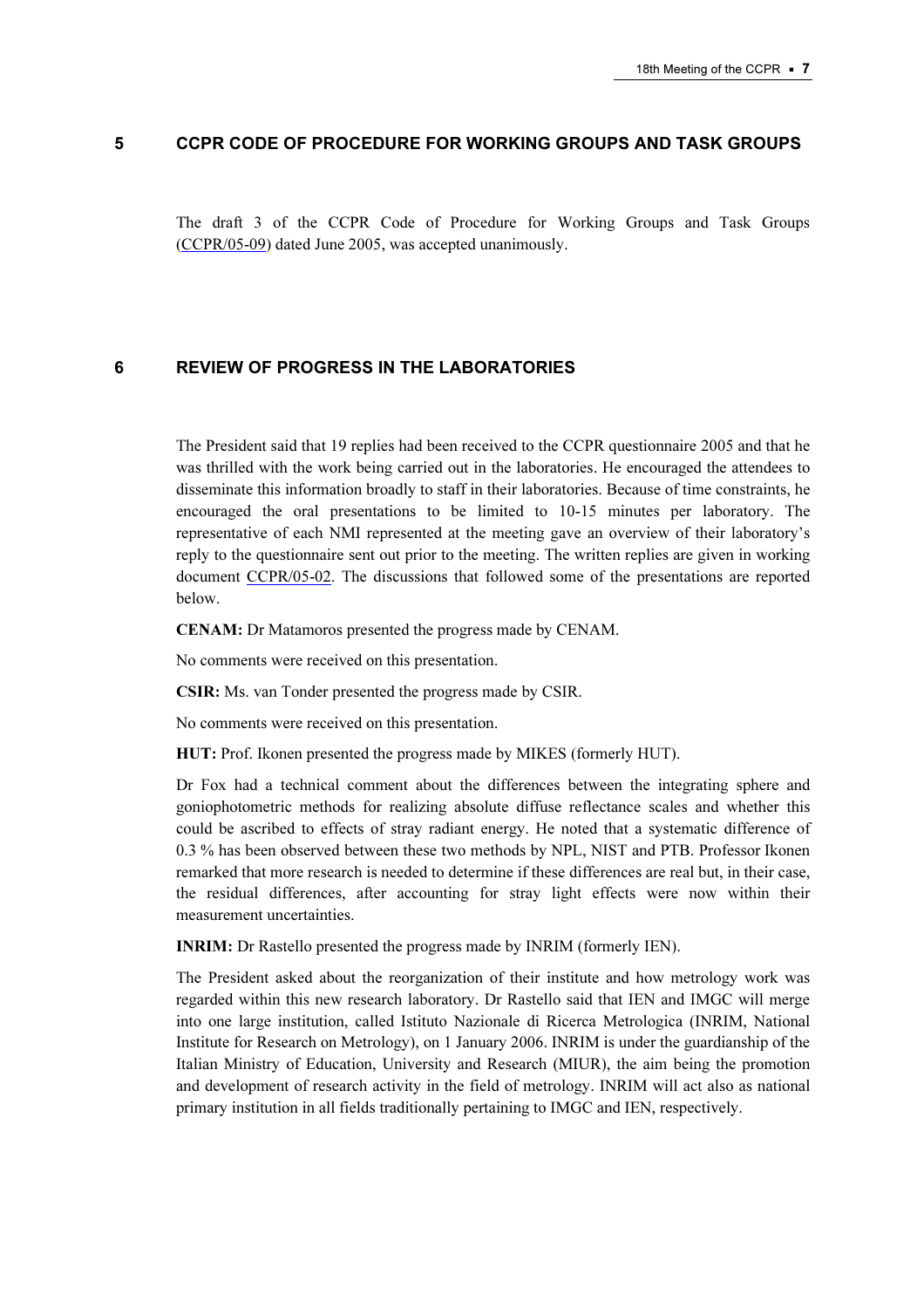## 5 CCPR CODE OF PROCEDURE FOR WORKING GROUPS AND TASK GROUPS

The draft 3 of the CCPR Code of Procedure for Working Groups and Task Groups (CCPR/05-09) dated June 2005, was accepted unanimously.

## 6 REVIEW OF PROGRESS IN THE LABORATORIES

The President said that 19 replies had been received to the CCPR questionnaire 2005 and that he was thrilled with the work being carried out in the laboratories. He encouraged the attendees to disseminate this information broadly to staff in their laboratories. Because of time constraints, he encouraged the oral presentations to be limited to 10-15 minutes per laboratory. The representative of each NMI represented at the meeting gave an overview of their laboratory's reply to the questionnaire sent out prior to the meeting. The written replies are given in working document CCPR/05-02. The discussions that followed some of the presentations are reported below.

**CENAM:** Dr Matamoros presented the progress made by CENAM.

No comments were received on this presentation.

**CSIR:** Ms. van Tonder presented the progress made by CSIR.

No comments were received on this presentation.

**HUT:** Prof. Ikonen presented the progress made by MIKES (formerly HUT).

Dr Fox had a technical comment about the differences between the integrating sphere and goniophotometric methods for realizing absolute diffuse reflectance scales and whether this could be ascribed to effects of stray radiant energy. He noted that a systematic difference of 0.3 % has been observed between these two methods by NPL, NIST and PTB. Professor Ikonen remarked that more research is needed to determine if these differences are real but, in their case, the residual differences, after accounting for stray light effects were now within their measurement uncertainties.

**INRIM:** Dr Rastello presented the progress made by INRIM (formerly IEN).

The President asked about the reorganization of their institute and how metrology work was regarded within this new research laboratory. Dr Rastello said that IEN and IMGC will merge into one large institution, called Istituto Nazionale di Ricerca Metrologica (INRIM, National Institute for Research on Metrology), on 1 January 2006. INRIM is under the guardianship of the Italian Ministry of Education, University and Research (MIUR), the aim being the promotion and development of research activity in the field of metrology. INRIM will act also as national primary institution in all fields traditionally pertaining to IMGC and IEN, respectively.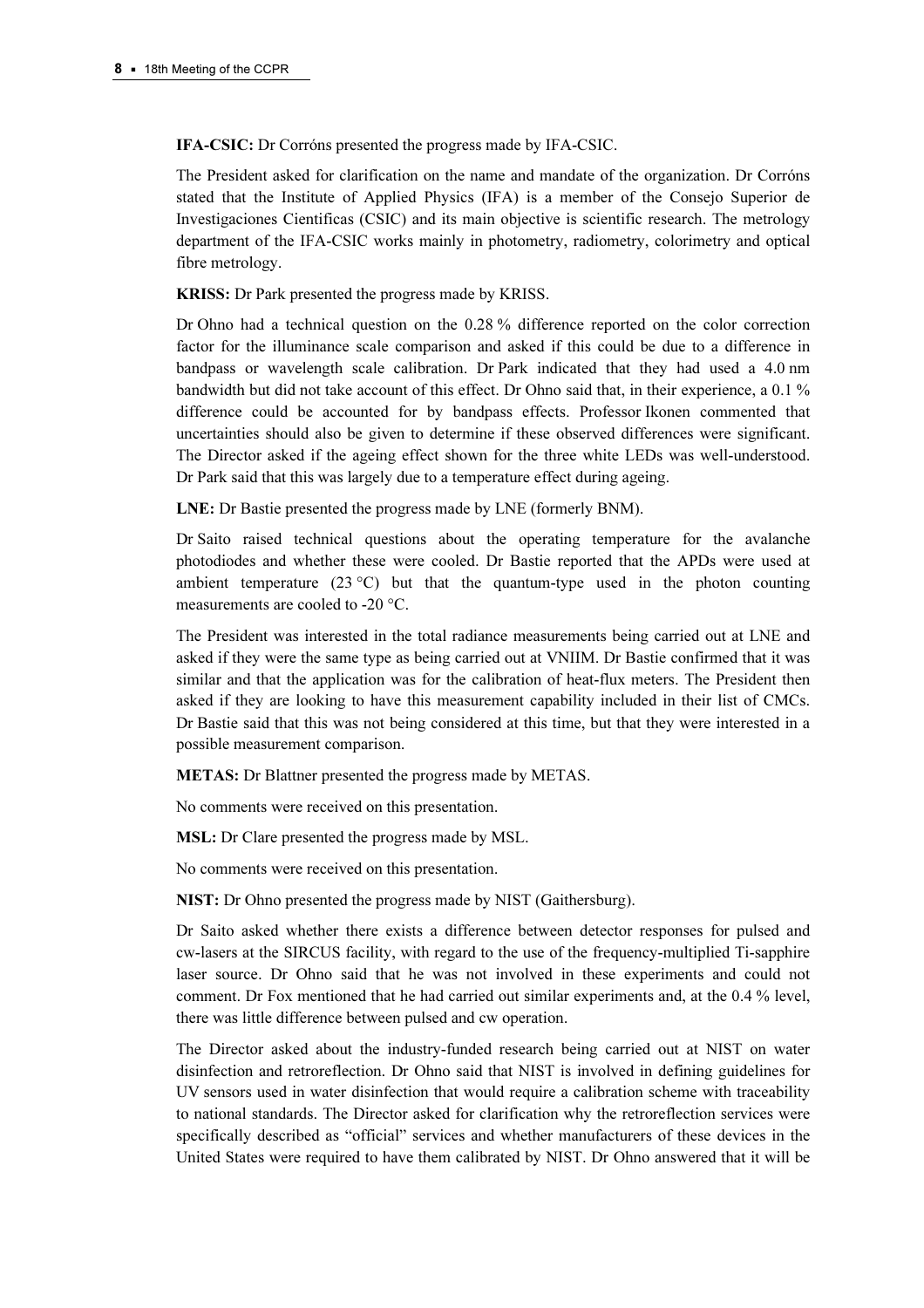**IFA-CSIC:** Dr Corróns presented the progress made by IFA-CSIC.

The President asked for clarification on the name and mandate of the organization. Dr Corróns stated that the Institute of Applied Physics (IFA) is a member of the Consejo Superior de Investigaciones Cientificas (CSIC) and its main objective is scientific research. The metrology department of the IFA-CSIC works mainly in photometry, radiometry, colorimetry and optical fibre metrology.

**KRISS:** Dr Park presented the progress made by KRISS.

Dr Ohno had a technical question on the 0.28 % difference reported on the color correction factor for the illuminance scale comparison and asked if this could be due to a difference in bandpass or wavelength scale calibration. Dr Park indicated that they had used a 4.0 nm bandwidth but did not take account of this effect. Dr Ohno said that, in their experience, a 0.1 % difference could be accounted for by bandpass effects. Professor Ikonen commented that uncertainties should also be given to determine if these observed differences were significant. The Director asked if the ageing effect shown for the three white LEDs was well-understood. Dr Park said that this was largely due to a temperature effect during ageing.

**LNE:** Dr Bastie presented the progress made by LNE (formerly BNM).

Dr Saito raised technical questions about the operating temperature for the avalanche photodiodes and whether these were cooled. Dr Bastie reported that the APDs were used at ambient temperature (23 °C) but that the quantum-type used in the photon counting measurements are cooled to -20 °C.

The President was interested in the total radiance measurements being carried out at LNE and asked if they were the same type as being carried out at VNIIM. Dr Bastie confirmed that it was similar and that the application was for the calibration of heat-flux meters. The President then asked if they are looking to have this measurement capability included in their list of CMCs. Dr Bastie said that this was not being considered at this time, but that they were interested in a possible measurement comparison.

**METAS:** Dr Blattner presented the progress made by METAS.

No comments were received on this presentation.

**MSL:** Dr Clare presented the progress made by MSL.

No comments were received on this presentation.

**NIST:** Dr Ohno presented the progress made by NIST (Gaithersburg).

Dr Saito asked whether there exists a difference between detector responses for pulsed and cw-lasers at the SIRCUS facility, with regard to the use of the frequency-multiplied Ti-sapphire laser source. Dr Ohno said that he was not involved in these experiments and could not comment. Dr Fox mentioned that he had carried out similar experiments and, at the 0.4 % level, there was little difference between pulsed and cw operation.

The Director asked about the industry-funded research being carried out at NIST on water disinfection and retroreflection. Dr Ohno said that NIST is involved in defining guidelines for UV sensors used in water disinfection that would require a calibration scheme with traceability to national standards. The Director asked for clarification why the retroreflection services were specifically described as "official" services and whether manufacturers of these devices in the United States were required to have them calibrated by NIST. Dr Ohno answered that it will be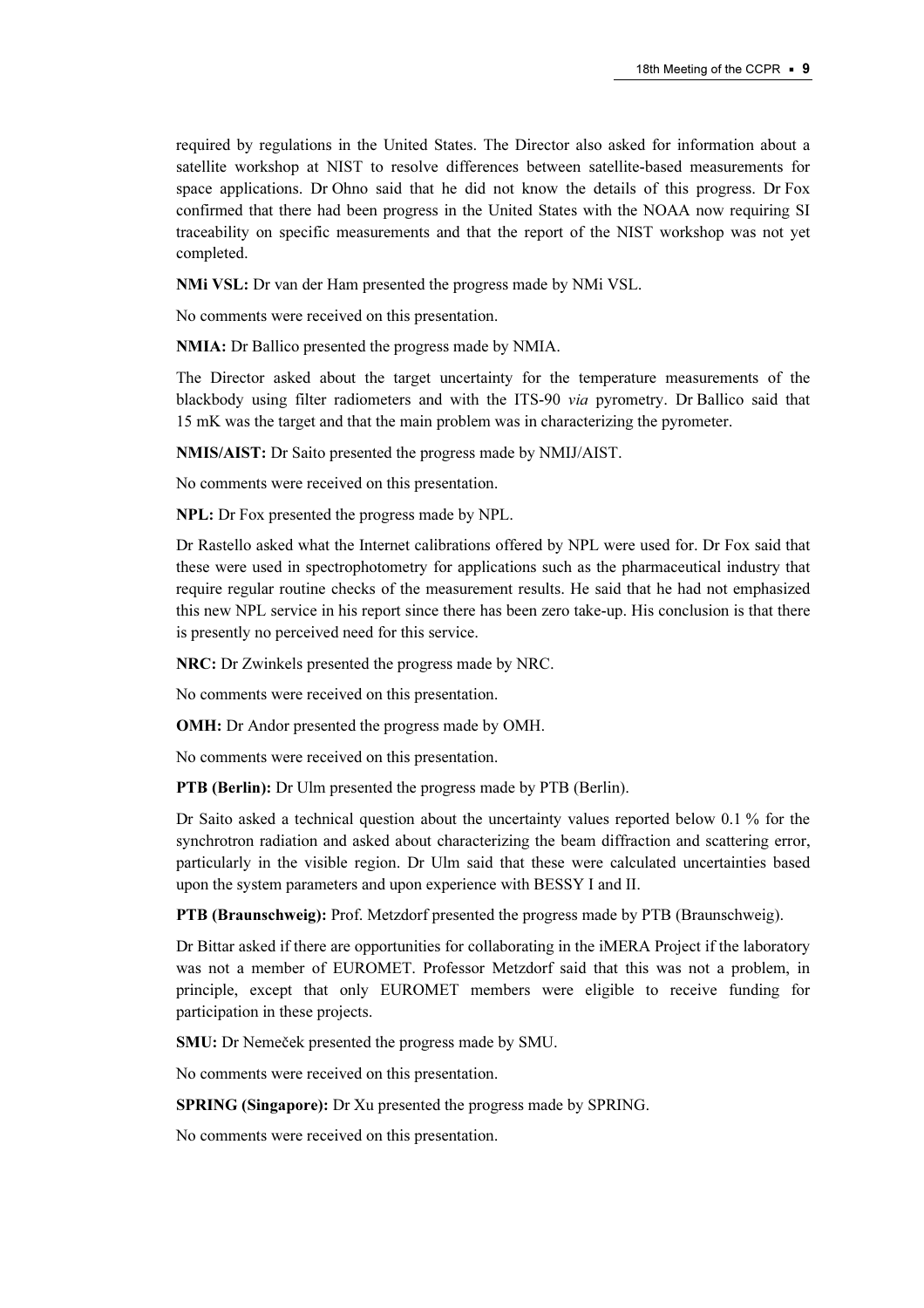required by regulations in the United States. The Director also asked for information about a satellite workshop at NIST to resolve differences between satellite-based measurements for space applications. Dr Ohno said that he did not know the details of this progress. Dr Fox confirmed that there had been progress in the United States with the NOAA now requiring SI traceability on specific measurements and that the report of the NIST workshop was not yet completed.

**NMi VSL:** Dr van der Ham presented the progress made by NMi VSL.

No comments were received on this presentation.

**NMIA:** Dr Ballico presented the progress made by NMIA.

The Director asked about the target uncertainty for the temperature measurements of the blackbody using filter radiometers and with the ITS-90 *via* pyrometry. Dr Ballico said that 15 mK was the target and that the main problem was in characterizing the pyrometer.

**NMIS/AIST:** Dr Saito presented the progress made by NMIJ/AIST.

No comments were received on this presentation.

**NPL:** Dr Fox presented the progress made by NPL.

Dr Rastello asked what the Internet calibrations offered by NPL were used for. Dr Fox said that these were used in spectrophotometry for applications such as the pharmaceutical industry that require regular routine checks of the measurement results. He said that he had not emphasized this new NPL service in his report since there has been zero take-up. His conclusion is that there is presently no perceived need for this service.

**NRC:** Dr Zwinkels presented the progress made by NRC.

No comments were received on this presentation.

**OMH:** Dr Andor presented the progress made by OMH.

No comments were received on this presentation.

**PTB (Berlin):** Dr Ulm presented the progress made by PTB (Berlin).

Dr Saito asked a technical question about the uncertainty values reported below 0.1 % for the synchrotron radiation and asked about characterizing the beam diffraction and scattering error, particularly in the visible region. Dr Ulm said that these were calculated uncertainties based upon the system parameters and upon experience with BESSY I and II.

**PTB (Braunschweig):** Prof. Metzdorf presented the progress made by PTB (Braunschweig).

Dr Bittar asked if there are opportunities for collaborating in the iMERA Project if the laboratory was not a member of EUROMET. Professor Metzdorf said that this was not a problem, in principle, except that only EUROMET members were eligible to receive funding for participation in these projects.

**SMU:** Dr Nemeček presented the progress made by SMU.

No comments were received on this presentation.

**SPRING (Singapore):** Dr Xu presented the progress made by SPRING.

No comments were received on this presentation.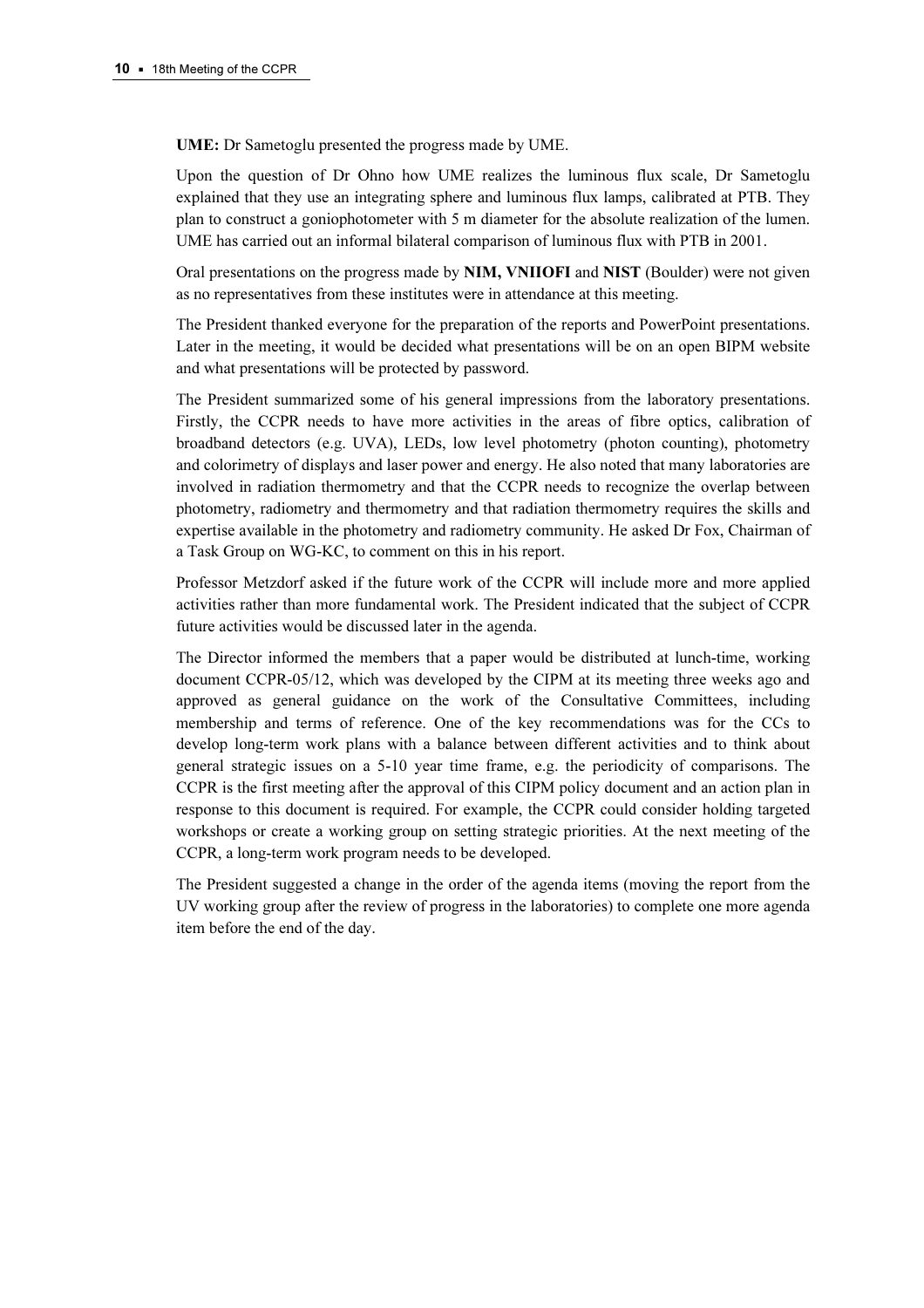**UME:** Dr Sametoglu presented the progress made by UME.

Upon the question of Dr Ohno how UME realizes the luminous flux scale, Dr Sametoglu explained that they use an integrating sphere and luminous flux lamps, calibrated at PTB. They plan to construct a goniophotometer with 5 m diameter for the absolute realization of the lumen. UME has carried out an informal bilateral comparison of luminous flux with PTB in 2001.

Oral presentations on the progress made by **NIM, VNIIOFI** and **NIST** (Boulder) were not given as no representatives from these institutes were in attendance at this meeting.

The President thanked everyone for the preparation of the reports and PowerPoint presentations. Later in the meeting, it would be decided what presentations will be on an open BIPM website and what presentations will be protected by password.

The President summarized some of his general impressions from the laboratory presentations. Firstly, the CCPR needs to have more activities in the areas of fibre optics, calibration of broadband detectors (e.g. UVA), LEDs, low level photometry (photon counting), photometry and colorimetry of displays and laser power and energy. He also noted that many laboratories are involved in radiation thermometry and that the CCPR needs to recognize the overlap between photometry, radiometry and thermometry and that radiation thermometry requires the skills and expertise available in the photometry and radiometry community. He asked Dr Fox, Chairman of a Task Group on WG-KC, to comment on this in his report.

Professor Metzdorf asked if the future work of the CCPR will include more and more applied activities rather than more fundamental work. The President indicated that the subject of CCPR future activities would be discussed later in the agenda.

The Director informed the members that a paper would be distributed at lunch-time, working document CCPR-05/12, which was developed by the CIPM at its meeting three weeks ago and approved as general guidance on the work of the Consultative Committees, including membership and terms of reference. One of the key recommendations was for the CCs to develop long-term work plans with a balance between different activities and to think about general strategic issues on a 5-10 year time frame, e.g. the periodicity of comparisons. The CCPR is the first meeting after the approval of this CIPM policy document and an action plan in response to this document is required. For example, the CCPR could consider holding targeted workshops or create a working group on setting strategic priorities. At the next meeting of the CCPR, a long-term work program needs to be developed.

The President suggested a change in the order of the agenda items (moving the report from the UV working group after the review of progress in the laboratories) to complete one more agenda item before the end of the day.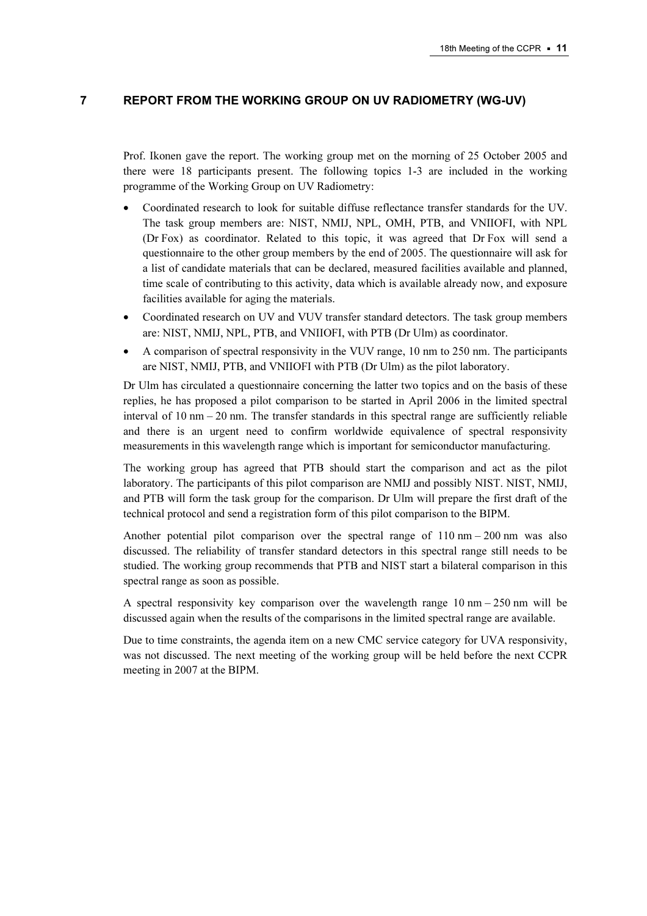# 7 REPORT FROM THE WORKING GROUP ON UV RADIOMETRY (WG-UV)

Prof. Ikonen gave the report. The working group met on the morning of 25 October 2005 and there were 18 participants present. The following topics 1-3 are included in the working programme of the Working Group on UV Radiometry:

- Coordinated research to look for suitable diffuse reflectance transfer standards for the UV. The task group members are: NIST, NMIJ, NPL, OMH, PTB, and VNIIOFI, with NPL (Dr Fox) as coordinator. Related to this topic, it was agreed that Dr Fox will send a questionnaire to the other group members by the end of 2005. The questionnaire will ask for a list of candidate materials that can be declared, measured facilities available and planned, time scale of contributing to this activity, data which is available already now, and exposure facilities available for aging the materials.
- Coordinated research on UV and VUV transfer standard detectors. The task group members are: NIST, NMIJ, NPL, PTB, and VNIIOFI, with PTB (Dr Ulm) as coordinator.
- A comparison of spectral responsivity in the VUV range, 10 nm to 250 nm. The participants are NIST, NMIJ, PTB, and VNIIOFI with PTB (Dr Ulm) as the pilot laboratory.

Dr Ulm has circulated a questionnaire concerning the latter two topics and on the basis of these replies, he has proposed a pilot comparison to be started in April 2006 in the limited spectral interval of 10 nm – 20 nm. The transfer standards in this spectral range are sufficiently reliable and there is an urgent need to confirm worldwide equivalence of spectral responsivity measurements in this wavelength range which is important for semiconductor manufacturing.

The working group has agreed that PTB should start the comparison and act as the pilot laboratory. The participants of this pilot comparison are NMIJ and possibly NIST. NIST, NMIJ, and PTB will form the task group for the comparison. Dr Ulm will prepare the first draft of the technical protocol and send a registration form of this pilot comparison to the BIPM.

Another potential pilot comparison over the spectral range of 110 nm – 200 nm was also discussed. The reliability of transfer standard detectors in this spectral range still needs to be studied. The working group recommends that PTB and NIST start a bilateral comparison in this spectral range as soon as possible.

A spectral responsivity key comparison over the wavelength range 10 nm – 250 nm will be discussed again when the results of the comparisons in the limited spectral range are available.

Due to time constraints, the agenda item on a new CMC service category for UVA responsivity, was not discussed. The next meeting of the working group will be held before the next CCPR meeting in 2007 at the BIPM.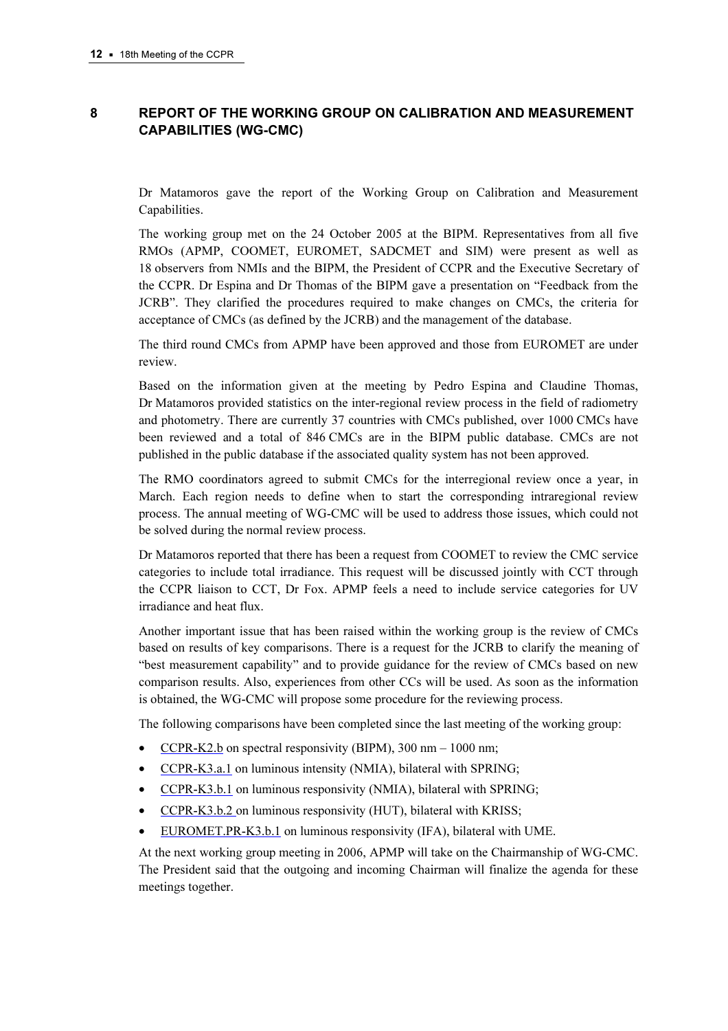## 8 REPORT OF THE WORKING GROUP ON CALIBRATION AND MEASUREMENT CAPABILITIES (WG-CMC)

Dr Matamoros gave the report of the Working Group on Calibration and Measurement Capabilities.

The working group met on the 24 October 2005 at the BIPM. Representatives from all five RMOs (APMP, COOMET, EUROMET, SADCMET and SIM) were present as well as 18 observers from NMIs and the BIPM, the President of CCPR and the Executive Secretary of the CCPR. Dr Espina and Dr Thomas of the BIPM gave a presentation on "Feedback from the JCRB". They clarified the procedures required to make changes on CMCs, the criteria for acceptance of CMCs (as defined by the JCRB) and the management of the database.

The third round CMCs from APMP have been approved and those from EUROMET are under review.

Based on the information given at the meeting by Pedro Espina and Claudine Thomas, Dr Matamoros provided statistics on the inter-regional review process in the field of radiometry and photometry. There are currently 37 countries with CMCs published, over 1000 CMCs have been reviewed and a total of 846 CMCs are in the BIPM public database. CMCs are not published in the public database if the associated quality system has not been approved.

The RMO coordinators agreed to submit CMCs for the interregional review once a year, in March. Each region needs to define when to start the corresponding intraregional review process. The annual meeting of WG-CMC will be used to address those issues, which could not be solved during the normal review process.

Dr Matamoros reported that there has been a request from COOMET to review the CMC service categories to include total irradiance. This request will be discussed jointly with CCT through the CCPR liaison to CCT, Dr Fox. APMP feels a need to include service categories for UV irradiance and heat flux.

Another important issue that has been raised within the working group is the review of CMCs based on results of key comparisons. There is a request for the JCRB to clarify the meaning of "best measurement capability" and to provide guidance for the review of CMCs based on new comparison results. Also, experiences from other CCs will be used. As soon as the information is obtained, the WG-CMC will propose some procedure for the reviewing process.

The following comparisons have been completed since the last meeting of the working group:

- CCPR-K2.b on spectral responsivity (BIPM), 300 nm – 1000 nm;
- CCPR-K3.a.1 on luminous intensity (NMIA), bilateral with SPRING;
- CCPR-K3.b.1 on luminous responsivity (NMIA), bilateral with SPRING;
- CCPR-K3.b.2 on luminous responsivity (HUT), bilateral with KRISS;
- EUROMET.PR-K3.b.1 on luminous responsivity (IFA), bilateral with UME.

At the next working group meeting in 2006, APMP will take on the Chairmanship of WG-CMC. The President said that the outgoing and incoming Chairman will finalize the agenda for these meetings together.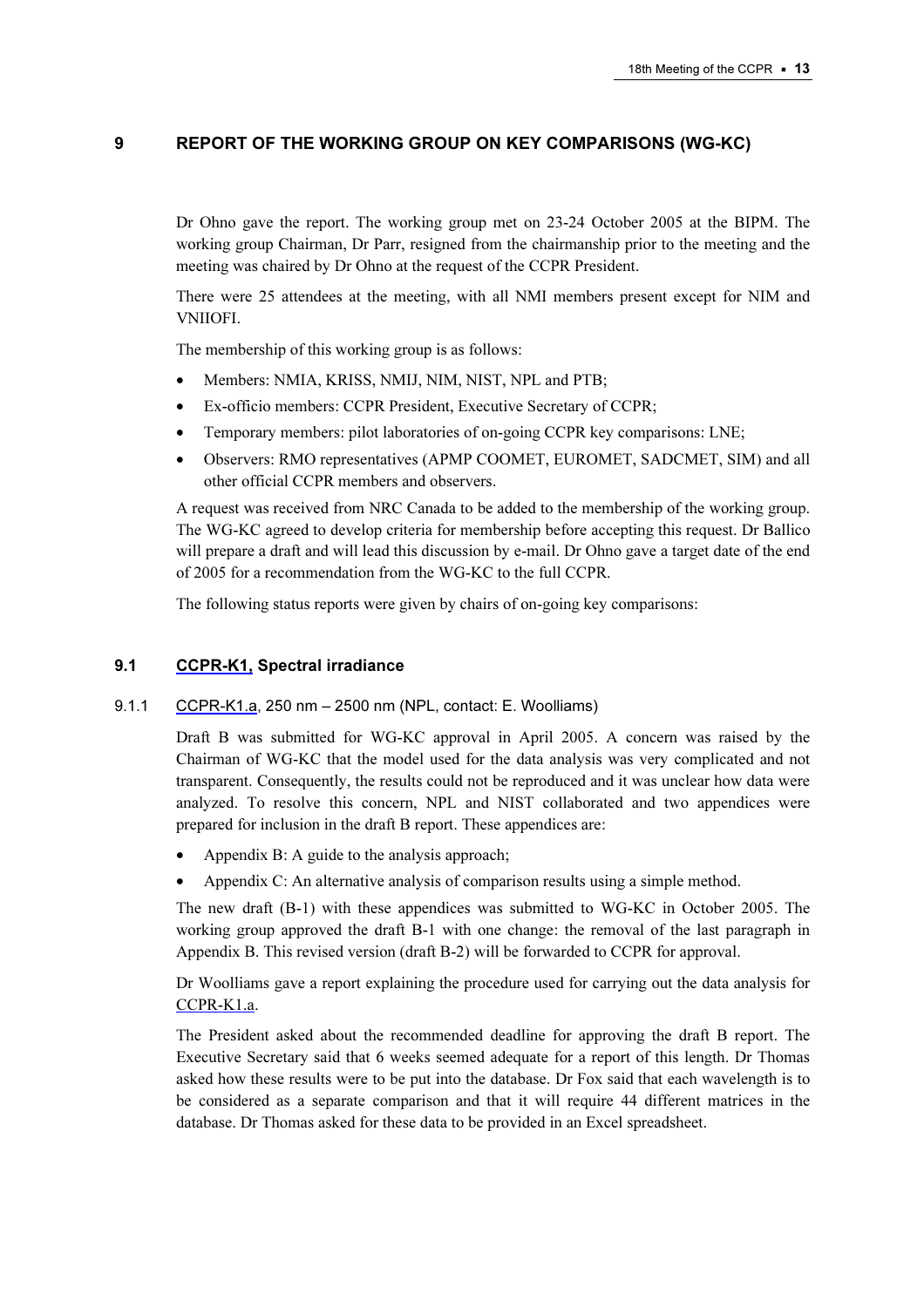## 9 REPORT OF THE WORKING GROUP ON KEY COMPARISONS (WG-KC)

Dr Ohno gave the report. The working group met on 23-24 October 2005 at the BIPM. The working group Chairman, Dr Parr, resigned from the chairmanship prior to the meeting and the meeting was chaired by Dr Ohno at the request of the CCPR President.

There were 25 attendees at the meeting, with all NMI members present except for NIM and VNIIOFI.

The membership of this working group is as follows:

- Members: NMIA, KRISS, NMIJ, NIM, NIST, NPL and PTB;
- Ex-officio members: CCPR President, Executive Secretary of CCPR;
- Temporary members: pilot laboratories of on-going CCPR key comparisons: LNE;
- Observers: RMO representatives (APMP COOMET, EUROMET, SADCMET, SIM) and all other official CCPR members and observers.

A request was received from NRC Canada to be added to the membership of the working group. The WG-KC agreed to develop criteria for membership before accepting this request. Dr Ballico will prepare a draft and will lead this discussion by e-mail. Dr Ohno gave a target date of the end of 2005 for a recommendation from the WG-KC to the full CCPR.

The following status reports were given by chairs of on-going key comparisons:

### 9.1 CCPR-K1, Spectral irradiance

#### 9.1.1 CCPR-K1.a, 250 nm – 2500 nm (NPL, contact: E. Woolliams)

Draft B was submitted for WG-KC approval in April 2005. A concern was raised by the Chairman of WG-KC that the model used for the data analysis was very complicated and not transparent. Consequently, the results could not be reproduced and it was unclear how data were analyzed. To resolve this concern, NPL and NIST collaborated and two appendices were prepared for inclusion in the draft B report. These appendices are:

- Appendix B: A guide to the analysis approach;
- Appendix C: An alternative analysis of comparison results using a simple method.

The new draft (B-1) with these appendices was submitted to WG-KC in October 2005. The working group approved the draft B-1 with one change: the removal of the last paragraph in Appendix B. This revised version (draft B-2) will be forwarded to CCPR for approval.

Dr Woolliams gave a report explaining the procedure used for carrying out the data analysis for CCPR-K1.a.

The President asked about the recommended deadline for approving the draft B report. The Executive Secretary said that 6 weeks seemed adequate for a report of this length. Dr Thomas asked how these results were to be put into the database. Dr Fox said that each wavelength is to be considered as a separate comparison and that it will require 44 different matrices in the database. Dr Thomas asked for these data to be provided in an Excel spreadsheet.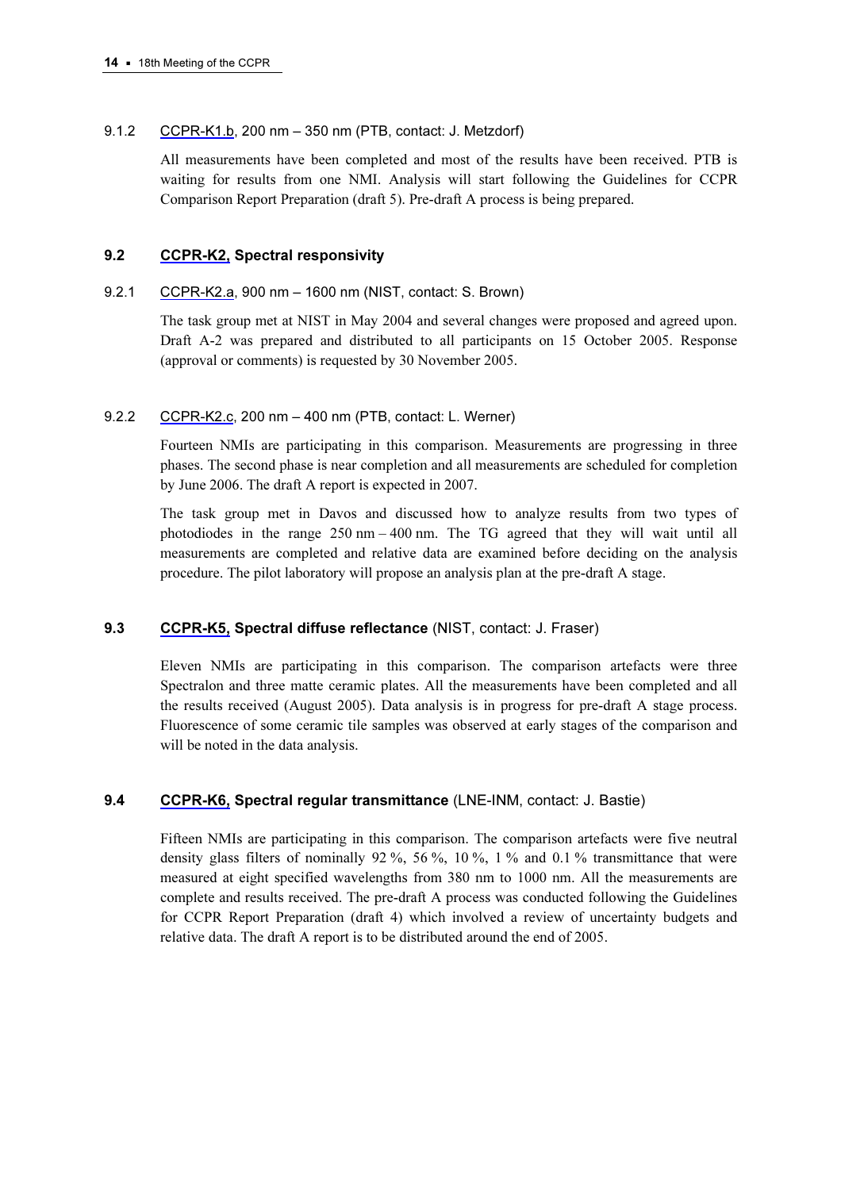#### 9.1.2 CCPR-K1.b, 200 nm – 350 nm (PTB, contact: J. Metzdorf)

All measurements have been completed and most of the results have been received. PTB is waiting for results from one NMI. Analysis will start following the Guidelines for CCPR Comparison Report Preparation (draft 5). Pre-draft A process is being prepared.

### 9.2 CCPR-K2, Spectral responsivity

#### 9.2.1 CCPR-K2.a, 900 nm – 1600 nm (NIST, contact: S. Brown)

The task group met at NIST in May 2004 and several changes were proposed and agreed upon. Draft A-2 was prepared and distributed to all participants on 15 October 2005. Response (approval or comments) is requested by 30 November 2005.

#### 9.2.2 CCPR-K2.c, 200 nm – 400 nm (PTB, contact: L. Werner)

Fourteen NMIs are participating in this comparison. Measurements are progressing in three phases. The second phase is near completion and all measurements are scheduled for completion by June 2006. The draft A report is expected in 2007.

The task group met in Davos and discussed how to analyze results from two types of photodiodes in the range 250 nm – 400 nm. The TG agreed that they will wait until all measurements are completed and relative data are examined before deciding on the analysis procedure. The pilot laboratory will propose an analysis plan at the pre-draft A stage.

### 9.3 CCPR-K5, Spectral diffuse reflectance (NIST, contact: J. Fraser)

Eleven NMIs are participating in this comparison. The comparison artefacts were three Spectralon and three matte ceramic plates. All the measurements have been completed and all the results received (August 2005). Data analysis is in progress for pre-draft A stage process. Fluorescence of some ceramic tile samples was observed at early stages of the comparison and will be noted in the data analysis.

### 9.4 CCPR-K6, Spectral regular transmittance (LNE-INM, contact: J. Bastie)

Fifteen NMIs are participating in this comparison. The comparison artefacts were five neutral density glass filters of nominally 92 %, 56 %, 10 %, 1 % and 0.1 % transmittance that were measured at eight specified wavelengths from 380 nm to 1000 nm. All the measurements are complete and results received. The pre-draft A process was conducted following the Guidelines for CCPR Report Preparation (draft 4) which involved a review of uncertainty budgets and relative data. The draft A report is to be distributed around the end of 2005.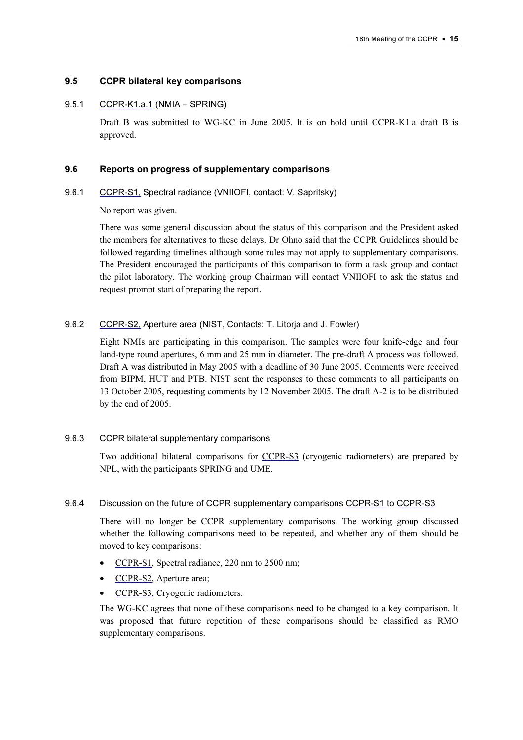## 9.5 CCPR bilateral key comparisons

### 9.5.1 CCPR-K1.a.1 (NMIA – SPRING)

Draft B was submitted to WG-KC in June 2005. It is on hold until CCPR-K1.a draft B is approved.

## 9.6 Reports on progress of supplementary comparisons

### 9.6.1 CCPR-S1, Spectral radiance (VNIIOFI, contact: V. Sapritsky)

No report was given.

There was some general discussion about the status of this comparison and the President asked the members for alternatives to these delays. Dr Ohno said that the CCPR Guidelines should be followed regarding timelines although some rules may not apply to supplementary comparisons. The President encouraged the participants of this comparison to form a task group and contact the pilot laboratory. The working group Chairman will contact VNIIOFI to ask the status and request prompt start of preparing the report.

### 9.6.2 CCPR-S2, Aperture area (NIST, Contacts: T. Litorja and J. Fowler)

Eight NMIs are participating in this comparison. The samples were four knife-edge and four land-type round apertures, 6 mm and 25 mm in diameter. The pre-draft A process was followed. Draft A was distributed in May 2005 with a deadline of 30 June 2005. Comments were received from BIPM, HUT and PTB. NIST sent the responses to these comments to all participants on 13 October 2005, requesting comments by 12 November 2005. The draft A-2 is to be distributed by the end of 2005.

### 9.6.3 CCPR bilateral supplementary comparisons

Two additional bilateral comparisons for CCPR-S3 (cryogenic radiometers) are prepared by NPL, with the participants SPRING and UME.

### 9.6.4 Discussion on the future of CCPR supplementary comparisons CCPR-S1 to CCPR-S3

There will no longer be CCPR supplementary comparisons. The working group discussed whether the following comparisons need to be repeated, and whether any of them should be moved to key comparisons:

- CCPR-S1, Spectral radiance, 220 nm to 2500 nm;
- CCPR-S2, Aperture area;
- CCPR-S3, Cryogenic radiometers.

The WG-KC agrees that none of these comparisons need to be changed to a key comparison. It was proposed that future repetition of these comparisons should be classified as RMO supplementary comparisons.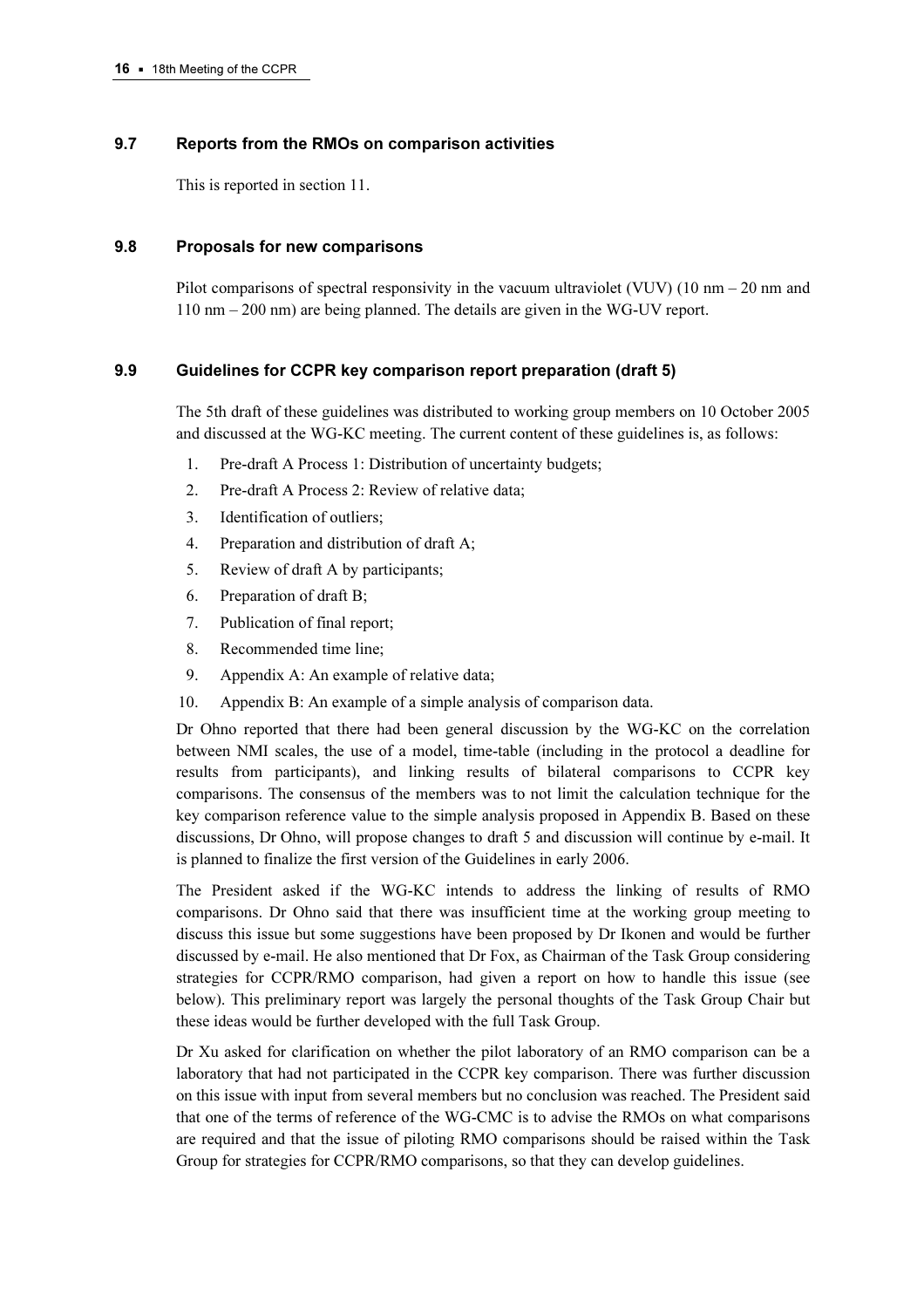### 9.7 Reports from the RMOs on comparison activities

This is reported in section 11.

### 9.8 Proposals for new comparisons

Pilot comparisons of spectral responsivity in the vacuum ultraviolet (VUV) (10 nm – 20 nm and 110 nm – 200 nm) are being planned. The details are given in the WG-UV report.

### 9.9 Guidelines for CCPR key comparison report preparation (draft 5)

The 5th draft of these guidelines was distributed to working group members on 10 October 2005 and discussed at the WG-KC meeting. The current content of these guidelines is, as follows:

1. Pre-draft A Process 1: Distribution of uncertainty budgets;
2. Pre-draft A Process 2: Review of relative data;
3. Identification of outliers;
4. Preparation and distribution of draft A;
5. Review of draft A by participants;
6. Preparation of draft B;
7. Publication of final report;
8. Recommended time line;
9. Appendix A: An example of relative data;
10. Appendix B: An example of a simple analysis of comparison data.

Dr Ohno reported that there had been general discussion by the WG-KC on the correlation between NMI scales, the use of a model, time-table (including in the protocol a deadline for results from participants), and linking results of bilateral comparisons to CCPR key comparisons. The consensus of the members was to not limit the calculation technique for the key comparison reference value to the simple analysis proposed in Appendix B. Based on these discussions, Dr Ohno, will propose changes to draft 5 and discussion will continue by e-mail. It is planned to finalize the first version of the Guidelines in early 2006.

The President asked if the WG-KC intends to address the linking of results of RMO comparisons. Dr Ohno said that there was insufficient time at the working group meeting to discuss this issue but some suggestions have been proposed by Dr Ikonen and would be further discussed by e-mail. He also mentioned that Dr Fox, as Chairman of the Task Group considering strategies for CCPR/RMO comparison, had given a report on how to handle this issue (see below). This preliminary report was largely the personal thoughts of the Task Group Chair but these ideas would be further developed with the full Task Group.

Dr Xu asked for clarification on whether the pilot laboratory of an RMO comparison can be a laboratory that had not participated in the CCPR key comparison. There was further discussion on this issue with input from several members but no conclusion was reached. The President said that one of the terms of reference of the WG-CMC is to advise the RMOs on what comparisons are required and that the issue of piloting RMO comparisons should be raised within the Task Group for strategies for CCPR/RMO comparisons, so that they can develop guidelines.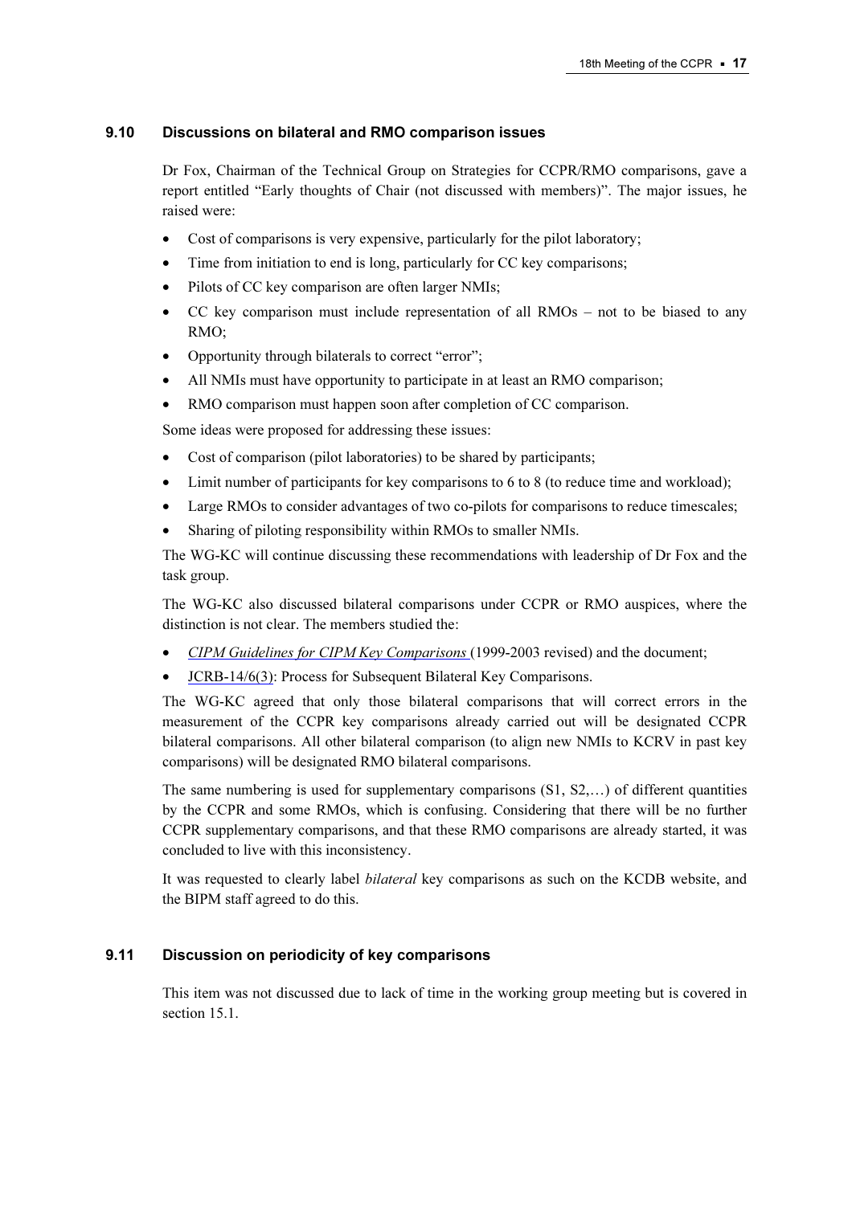### 9.10 Discussions on bilateral and RMO comparison issues

Dr Fox, Chairman of the Technical Group on Strategies for CCPR/RMO comparisons, gave a report entitled "Early thoughts of Chair (not discussed with members)". The major issues, he raised were:

- Cost of comparisons is very expensive, particularly for the pilot laboratory;
- Time from initiation to end is long, particularly for CC key comparisons;
- Pilots of CC key comparison are often larger NMIs;
- CC key comparison must include representation of all RMOs – not to be biased to any RMO;
- Opportunity through bilaterals to correct "error";
- All NMIs must have opportunity to participate in at least an RMO comparison;
- RMO comparison must happen soon after completion of CC comparison.

Some ideas were proposed for addressing these issues:

- Cost of comparison (pilot laboratories) to be shared by participants;
- Limit number of participants for key comparisons to 6 to 8 (to reduce time and workload);
- Large RMOs to consider advantages of two co-pilots for comparisons to reduce timescales;
- Sharing of piloting responsibility within RMOs to smaller NMIs.

The WG-KC will continue discussing these recommendations with leadership of Dr Fox and the task group.

The WG-KC also discussed bilateral comparisons under CCPR or RMO auspices, where the distinction is not clear. The members studied the:

- *CIPM Guidelines for CIPM Key Comparisons* (1999-2003 revised) and the document;
- JCRB-14/6(3): Process for Subsequent Bilateral Key Comparisons.

The WG-KC agreed that only those bilateral comparisons that will correct errors in the measurement of the CCPR key comparisons already carried out will be designated CCPR bilateral comparisons. All other bilateral comparison (to align new NMIs to KCRV in past key comparisons) will be designated RMO bilateral comparisons.

The same numbering is used for supplementary comparisons (S1, S2,…) of different quantities by the CCPR and some RMOs, which is confusing. Considering that there will be no further CCPR supplementary comparisons, and that these RMO comparisons are already started, it was concluded to live with this inconsistency.

It was requested to clearly label *bilateral* key comparisons as such on the KCDB website, and the BIPM staff agreed to do this.

### 9.11 Discussion on periodicity of key comparisons

This item was not discussed due to lack of time in the working group meeting but is covered in section 15.1.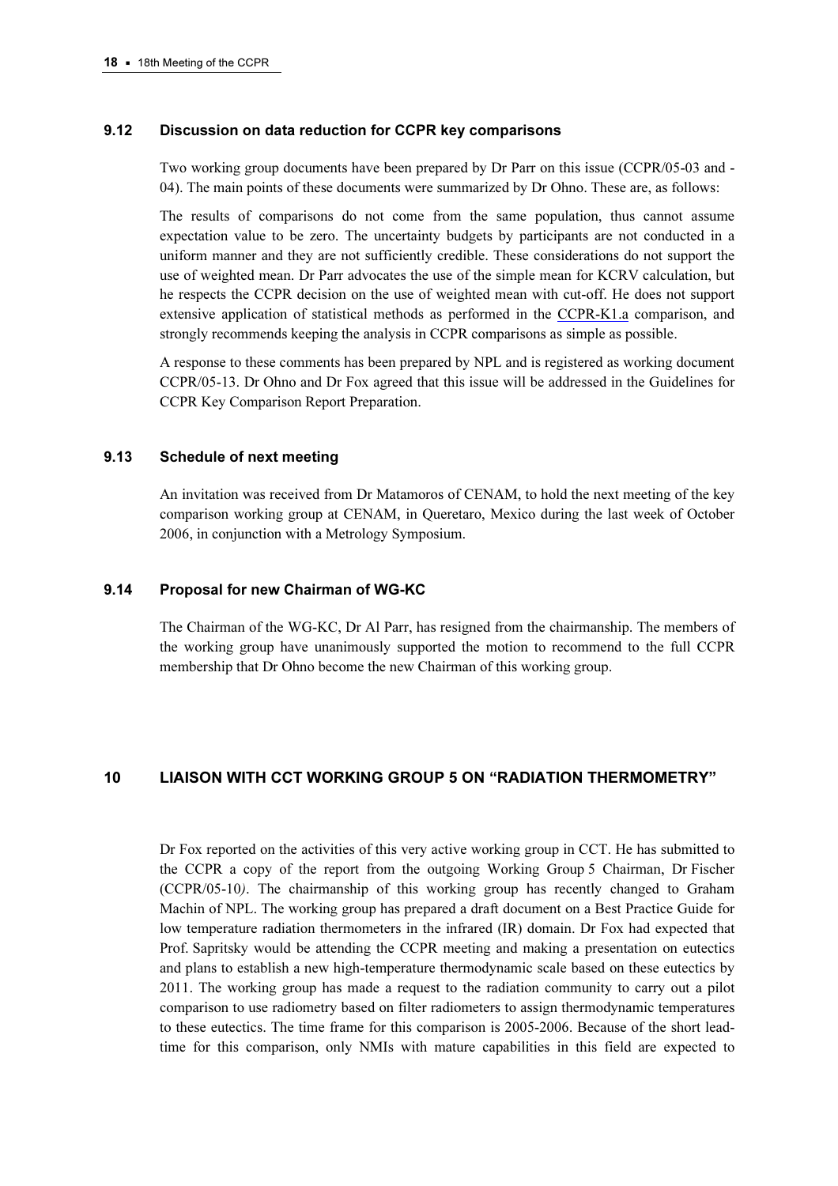### 9.12 Discussion on data reduction for CCPR key comparisons

Two working group documents have been prepared by Dr Parr on this issue (CCPR/05-03 and -04). The main points of these documents were summarized by Dr Ohno. These are, as follows:

The results of comparisons do not come from the same population, thus cannot assume expectation value to be zero. The uncertainty budgets by participants are not conducted in a uniform manner and they are not sufficiently credible. These considerations do not support the use of weighted mean. Dr Parr advocates the use of the simple mean for KCRV calculation, but he respects the CCPR decision on the use of weighted mean with cut-off. He does not support extensive application of statistical methods as performed in the CCPR-K1.a comparison, and strongly recommends keeping the analysis in CCPR comparisons as simple as possible.

A response to these comments has been prepared by NPL and is registered as working document CCPR/05-13. Dr Ohno and Dr Fox agreed that this issue will be addressed in the Guidelines for CCPR Key Comparison Report Preparation.

### 9.13 Schedule of next meeting

An invitation was received from Dr Matamoros of CENAM, to hold the next meeting of the key comparison working group at CENAM, in Queretaro, Mexico during the last week of October 2006, in conjunction with a Metrology Symposium.

### 9.14 Proposal for new Chairman of WG-KC

The Chairman of the WG-KC, Dr Al Parr, has resigned from the chairmanship. The members of the working group have unanimously supported the motion to recommend to the full CCPR membership that Dr Ohno become the new Chairman of this working group.

## 10 LIAISON WITH CCT WORKING GROUP 5 ON "RADIATION THERMOMETRY"

Dr Fox reported on the activities of this very active working group in CCT. He has submitted to the CCPR a copy of the report from the outgoing Working Group 5 Chairman, Dr Fischer (CCPR/05-10*)*. The chairmanship of this working group has recently changed to Graham Machin of NPL. The working group has prepared a draft document on a Best Practice Guide for low temperature radiation thermometers in the infrared (IR) domain. Dr Fox had expected that Prof. Sapritsky would be attending the CCPR meeting and making a presentation on eutectics and plans to establish a new high-temperature thermodynamic scale based on these eutectics by 2011. The working group has made a request to the radiation community to carry out a pilot comparison to use radiometry based on filter radiometers to assign thermodynamic temperatures to these eutectics. The time frame for this comparison is 2005-2006. Because of the short lead-time for this comparison, only NMIs with mature capabilities in this field are expected to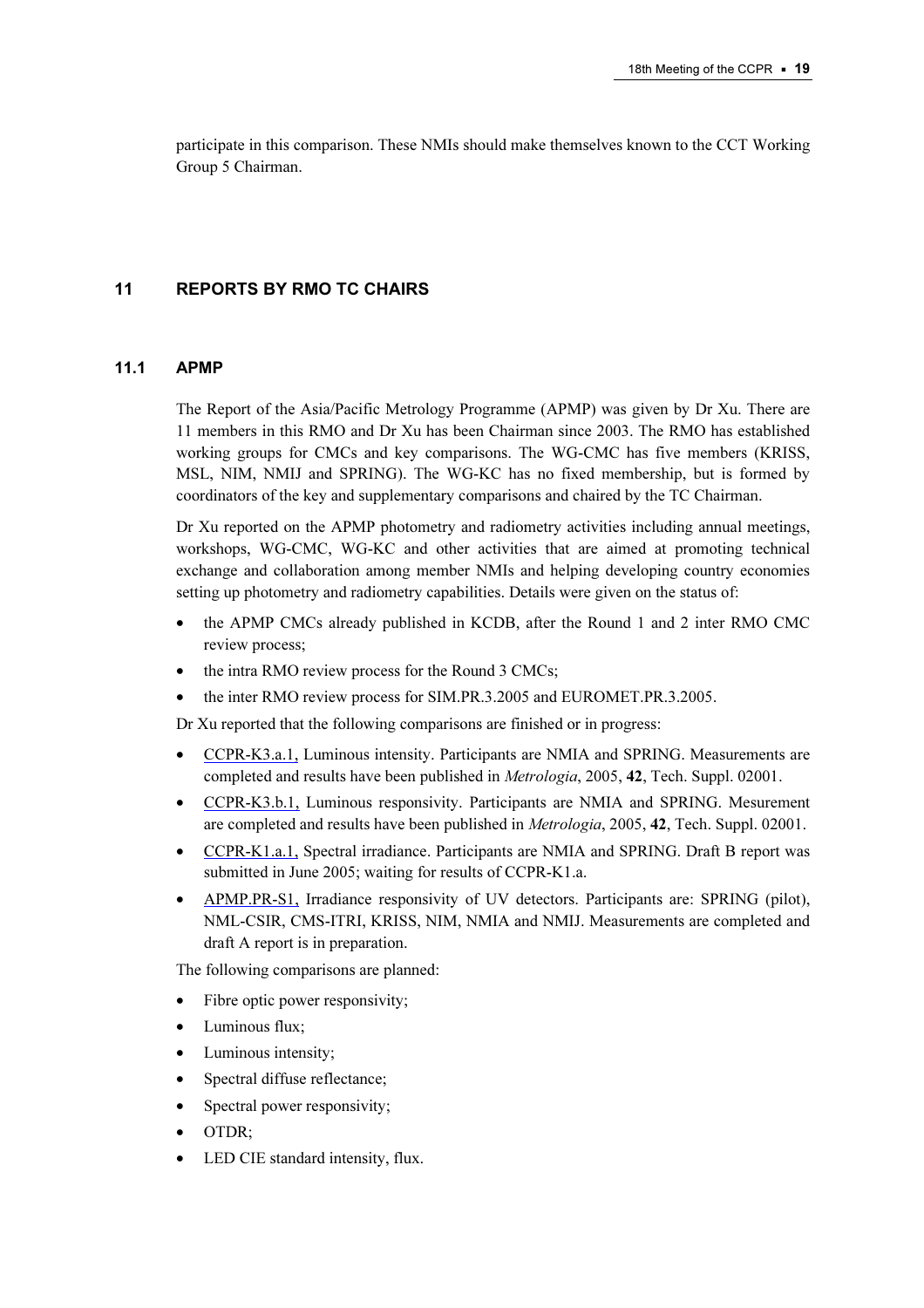participate in this comparison. These NMIs should make themselves known to the CCT Working Group 5 Chairman.

## 11 REPORTS BY RMO TC CHAIRS

### 11.1 APMP

The Report of the Asia/Pacific Metrology Programme (APMP) was given by Dr Xu. There are 11 members in this RMO and Dr Xu has been Chairman since 2003. The RMO has established working groups for CMCs and key comparisons. The WG-CMC has five members (KRISS, MSL, NIM, NMIJ and SPRING). The WG-KC has no fixed membership, but is formed by coordinators of the key and supplementary comparisons and chaired by the TC Chairman.

Dr Xu reported on the APMP photometry and radiometry activities including annual meetings, workshops, WG-CMC, WG-KC and other activities that are aimed at promoting technical exchange and collaboration among member NMIs and helping developing country economies setting up photometry and radiometry capabilities. Details were given on the status of:

- the APMP CMCs already published in KCDB, after the Round 1 and 2 inter RMO CMC review process;
- the intra RMO review process for the Round 3 CMCs;
- the inter RMO review process for SIM.PR.3.2005 and EUROMET.PR.3.2005.

Dr Xu reported that the following comparisons are finished or in progress:

- CCPR-K3.a.1, Luminous intensity. Participants are NMIA and SPRING. Measurements are completed and results have been published in *Metrologia*, 2005, **42**, Tech. Suppl. 02001.
- CCPR-K3.b.1, Luminous responsivity. Participants are NMIA and SPRING. Mesurement are completed and results have been published in *Metrologia*, 2005, **42**, Tech. Suppl. 02001.
- CCPR-K1.a.1, Spectral irradiance. Participants are NMIA and SPRING. Draft B report was submitted in June 2005; waiting for results of CCPR-K1.a.
- APMP.PR-S1, Irradiance responsivity of UV detectors. Participants are: SPRING (pilot), NML-CSIR, CMS-ITRI, KRISS, NIM, NMIA and NMIJ. Measurements are completed and draft A report is in preparation.

The following comparisons are planned:

- Fibre optic power responsivity;
- Luminous flux;
- Luminous intensity;
- Spectral diffuse reflectance;
- Spectral power responsivity;
- OTDR;
- LED CIE standard intensity, flux.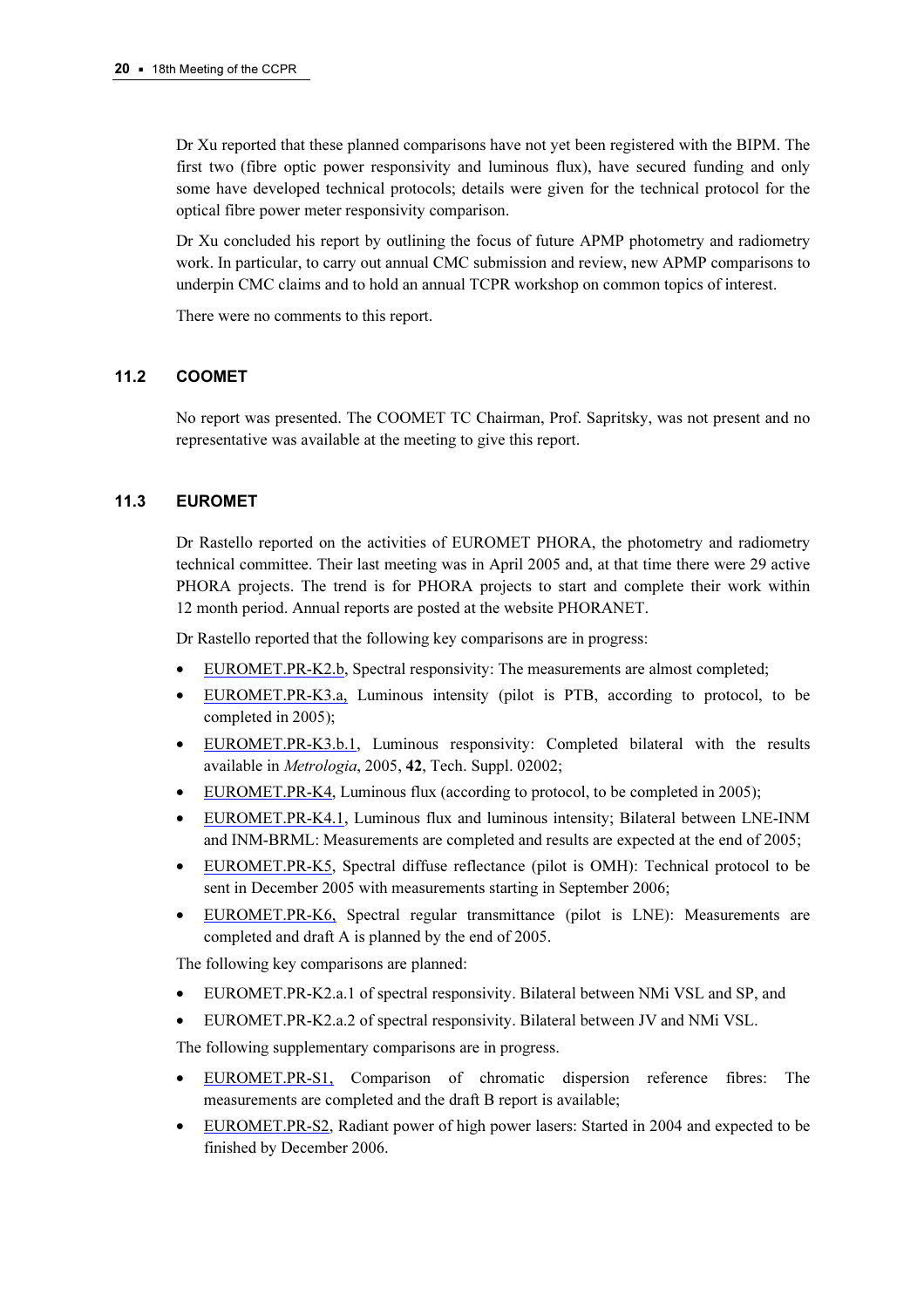Dr Xu reported that these planned comparisons have not yet been registered with the BIPM. The first two (fibre optic power responsivity and luminous flux), have secured funding and only some have developed technical protocols; details were given for the technical protocol for the optical fibre power meter responsivity comparison.

Dr Xu concluded his report by outlining the focus of future APMP photometry and radiometry work. In particular, to carry out annual CMC submission and review, new APMP comparisons to underpin CMC claims and to hold an annual TCPR workshop on common topics of interest.

There were no comments to this report.

### 11.2 COOMET

No report was presented. The COOMET TC Chairman, Prof. Sapritsky, was not present and no representative was available at the meeting to give this report.

### 11.3 EUROMET

Dr Rastello reported on the activities of EUROMET PHORA, the photometry and radiometry technical committee. Their last meeting was in April 2005 and, at that time there were 29 active PHORA projects. The trend is for PHORA projects to start and complete their work within 12 month period. Annual reports are posted at the website PHORANET.

Dr Rastello reported that the following key comparisons are in progress:

- EUROMET.PR-K2.b, Spectral responsivity: The measurements are almost completed;
- EUROMET.PR-K3.a, Luminous intensity (pilot is PTB, according to protocol, to be completed in 2005);
- EUROMET.PR-K3.b.1, Luminous responsivity: Completed bilateral with the results available in *Metrologia*, 2005, **42**, Tech. Suppl. 02002;
- EUROMET.PR-K4, Luminous flux (according to protocol, to be completed in 2005);
- EUROMET.PR-K4.1, Luminous flux and luminous intensity; Bilateral between LNE-INM and INM-BRML: Measurements are completed and results are expected at the end of 2005;
- EUROMET.PR-K5, Spectral diffuse reflectance (pilot is OMH): Technical protocol to be sent in December 2005 with measurements starting in September 2006;
- EUROMET.PR-K6, Spectral regular transmittance (pilot is LNE): Measurements are completed and draft A is planned by the end of 2005.

The following key comparisons are planned:

- EUROMET.PR-K2.a.1 of spectral responsivity. Bilateral between NMi VSL and SP, and
- EUROMET.PR-K2.a.2 of spectral responsivity. Bilateral between JV and NMi VSL.

The following supplementary comparisons are in progress.

- EUROMET.PR-S1, Comparison of chromatic dispersion reference fibres: The measurements are completed and the draft B report is available;
- EUROMET.PR-S2, Radiant power of high power lasers: Started in 2004 and expected to be finished by December 2006.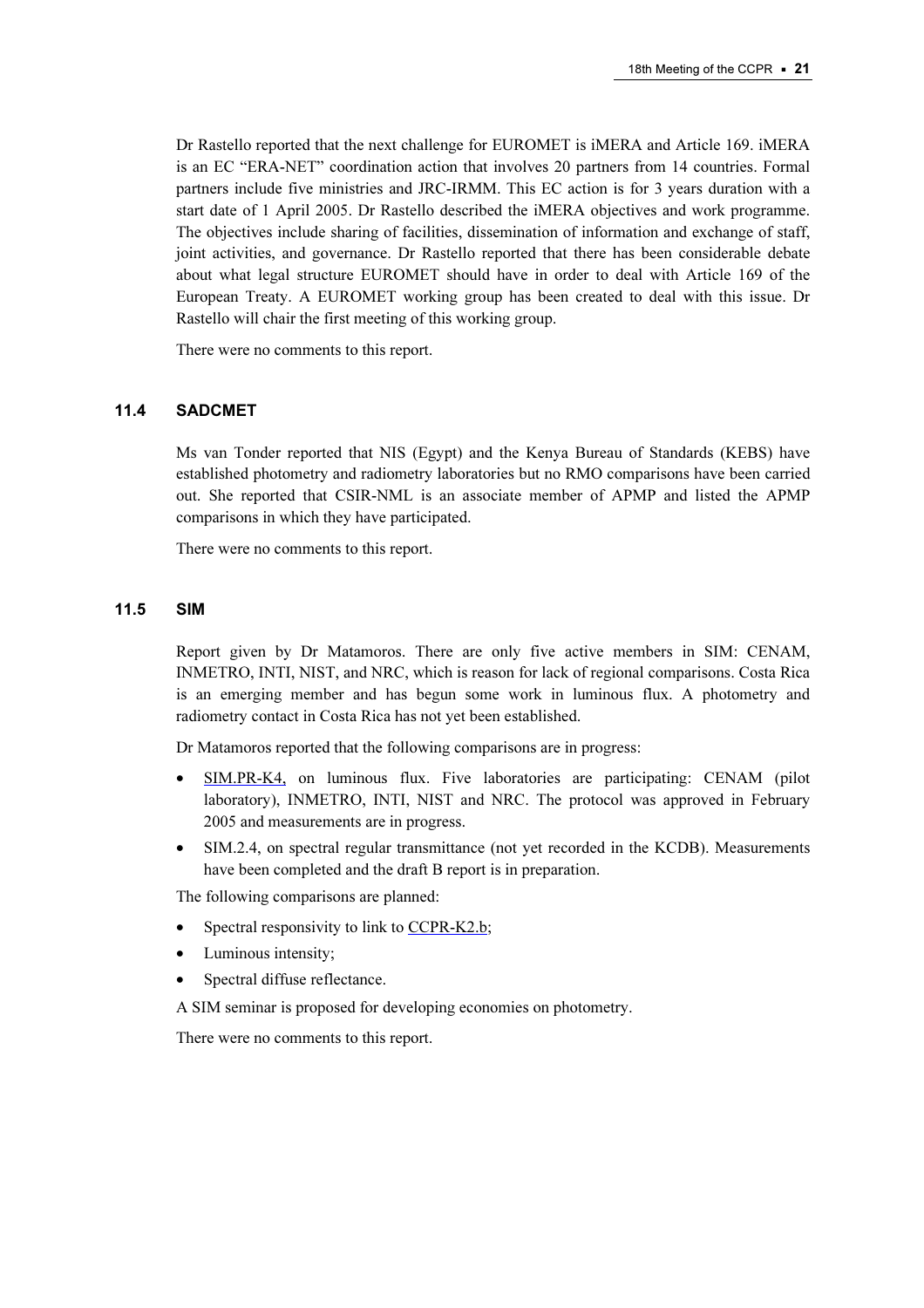Dr Rastello reported that the next challenge for EUROMET is iMERA and Article 169. iMERA is an EC “ERA-NET” coordination action that involves 20 partners from 14 countries. Formal partners include five ministries and JRC-IRMM. This EC action is for 3 years duration with a start date of 1 April 2005. Dr Rastello described the iMERA objectives and work programme. The objectives include sharing of facilities, dissemination of information and exchange of staff, joint activities, and governance. Dr Rastello reported that there has been considerable debate about what legal structure EUROMET should have in order to deal with Article 169 of the European Treaty. A EUROMET working group has been created to deal with this issue. Dr Rastello will chair the first meeting of this working group.

There were no comments to this report.

### 11.4 SADCMET

Ms van Tonder reported that NIS (Egypt) and the Kenya Bureau of Standards (KEBS) have established photometry and radiometry laboratories but no RMO comparisons have been carried out. She reported that CSIR-NML is an associate member of APMP and listed the APMP comparisons in which they have participated.

There were no comments to this report.

### 11.5 SIM

Report given by Dr Matamoros. There are only five active members in SIM: CENAM, INMETRO, INTI, NIST, and NRC, which is reason for lack of regional comparisons. Costa Rica is an emerging member and has begun some work in luminous flux. A photometry and radiometry contact in Costa Rica has not yet been established.

Dr Matamoros reported that the following comparisons are in progress:

- SIM.PR-K4, on luminous flux. Five laboratories are participating: CENAM (pilot laboratory), INMETRO, INTI, NIST and NRC. The protocol was approved in February 2005 and measurements are in progress.
- SIM.2.4, on spectral regular transmittance (not yet recorded in the KCDB). Measurements have been completed and the draft B report is in preparation.

The following comparisons are planned:

- Spectral responsivity to link to CCPR-K2.b;
- Luminous intensity;
- Spectral diffuse reflectance.

A SIM seminar is proposed for developing economies on photometry.

There were no comments to this report.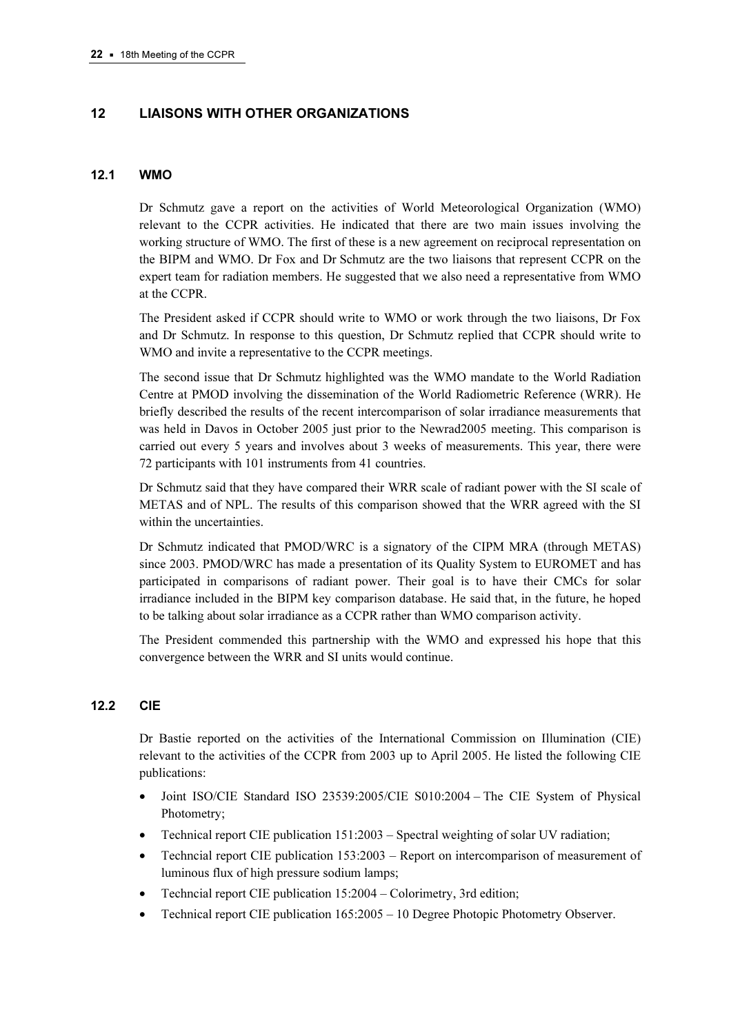## 12 LIAISONS WITH OTHER ORGANIZATIONS

### 12.1 WMO

Dr Schmutz gave a report on the activities of World Meteorological Organization (WMO) relevant to the CCPR activities. He indicated that there are two main issues involving the working structure of WMO. The first of these is a new agreement on reciprocal representation on the BIPM and WMO. Dr Fox and Dr Schmutz are the two liaisons that represent CCPR on the expert team for radiation members. He suggested that we also need a representative from WMO at the CCPR.

The President asked if CCPR should write to WMO or work through the two liaisons, Dr Fox and Dr Schmutz. In response to this question, Dr Schmutz replied that CCPR should write to WMO and invite a representative to the CCPR meetings.

The second issue that Dr Schmutz highlighted was the WMO mandate to the World Radiation Centre at PMOD involving the dissemination of the World Radiometric Reference (WRR). He briefly described the results of the recent intercomparison of solar irradiance measurements that was held in Davos in October 2005 just prior to the Newrad2005 meeting. This comparison is carried out every 5 years and involves about 3 weeks of measurements. This year, there were 72 participants with 101 instruments from 41 countries.

Dr Schmutz said that they have compared their WRR scale of radiant power with the SI scale of METAS and of NPL. The results of this comparison showed that the WRR agreed with the SI within the uncertainties.

Dr Schmutz indicated that PMOD/WRC is a signatory of the CIPM MRA (through METAS) since 2003. PMOD/WRC has made a presentation of its Quality System to EUROMET and has participated in comparisons of radiant power. Their goal is to have their CMCs for solar irradiance included in the BIPM key comparison database. He said that, in the future, he hoped to be talking about solar irradiance as a CCPR rather than WMO comparison activity.

The President commended this partnership with the WMO and expressed his hope that this convergence between the WRR and SI units would continue.

### 12.2 CIE

Dr Bastie reported on the activities of the International Commission on Illumination (CIE) relevant to the activities of the CCPR from 2003 up to April 2005. He listed the following CIE publications:

- Joint ISO/CIE Standard ISO 23539:2005/CIE S010:2004 – The CIE System of Physical Photometry;
- Technical report CIE publication 151:2003 – Spectral weighting of solar UV radiation;
- Techncial report CIE publication 153:2003 – Report on intercomparison of measurement of luminous flux of high pressure sodium lamps;
- Techncial report CIE publication 15:2004 – Colorimetry, 3rd edition;
- Technical report CIE publication 165:2005 – 10 Degree Photopic Photometry Observer.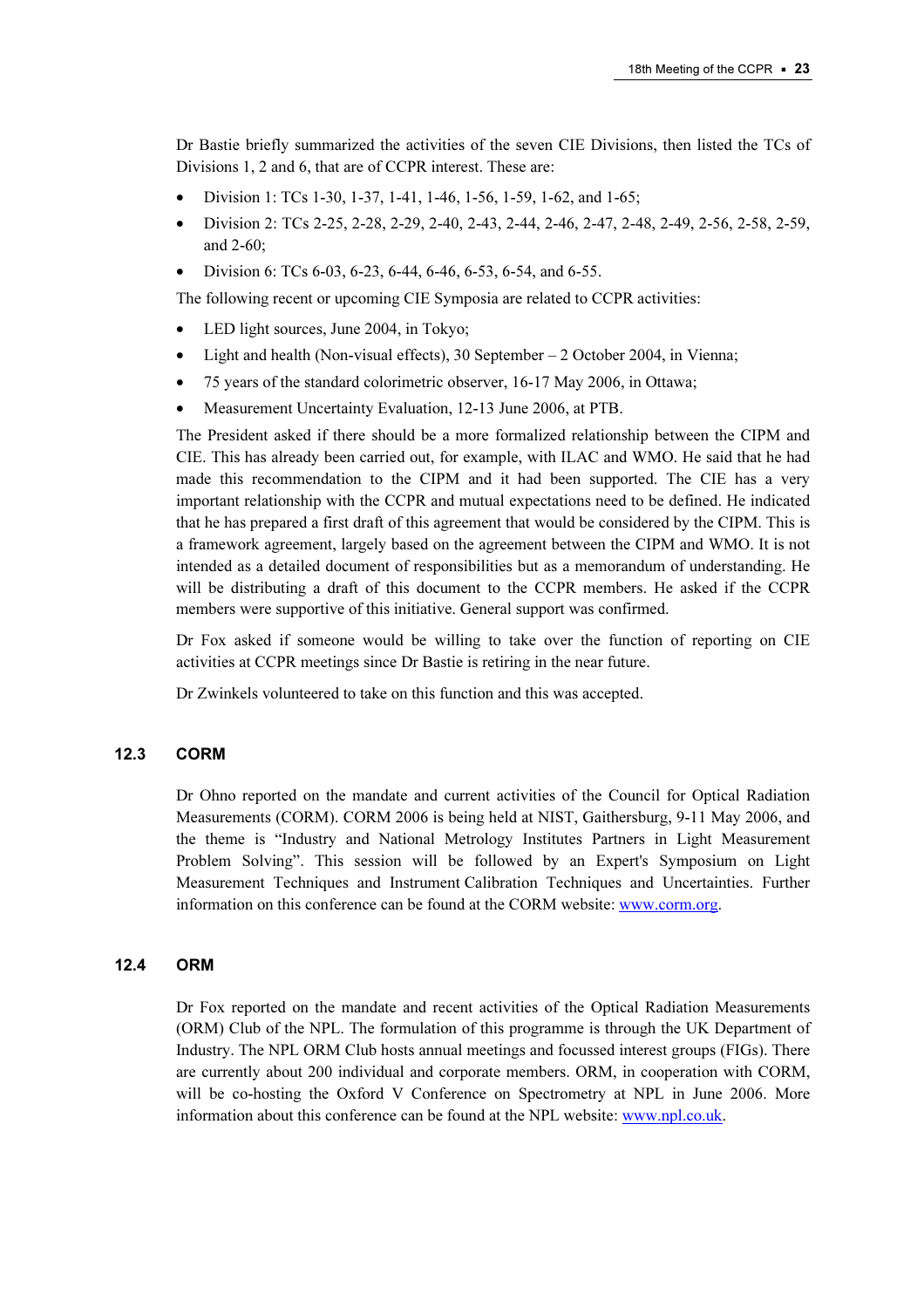Dr Bastie briefly summarized the activities of the seven CIE Divisions, then listed the TCs of Divisions 1, 2 and 6, that are of CCPR interest. These are:

- Division 1: TCs 1-30, 1-37, 1-41, 1-46, 1-56, 1-59, 1-62, and 1-65;
- Division 2: TCs 2-25, 2-28, 2-29, 2-40, 2-43, 2-44, 2-46, 2-47, 2-48, 2-49, 2-56, 2-58, 2-59, and 2-60;
- Division 6: TCs 6-03, 6-23, 6-44, 6-46, 6-53, 6-54, and 6-55.

The following recent or upcoming CIE Symposia are related to CCPR activities:

- LED light sources, June 2004, in Tokyo;
- Light and health (Non-visual effects), 30 September – 2 October 2004, in Vienna;
- 75 years of the standard colorimetric observer, 16-17 May 2006, in Ottawa;
- Measurement Uncertainty Evaluation, 12-13 June 2006, at PTB.

The President asked if there should be a more formalized relationship between the CIPM and CIE. This has already been carried out, for example, with ILAC and WMO. He said that he had made this recommendation to the CIPM and it had been supported. The CIE has a very important relationship with the CCPR and mutual expectations need to be defined. He indicated that he has prepared a first draft of this agreement that would be considered by the CIPM. This is a framework agreement, largely based on the agreement between the CIPM and WMO. It is not intended as a detailed document of responsibilities but as a memorandum of understanding. He will be distributing a draft of this document to the CCPR members. He asked if the CCPR members were supportive of this initiative. General support was confirmed.

Dr Fox asked if someone would be willing to take over the function of reporting on CIE activities at CCPR meetings since Dr Bastie is retiring in the near future.

Dr Zwinkels volunteered to take on this function and this was accepted.

### 12.3 CORM

Dr Ohno reported on the mandate and current activities of the Council for Optical Radiation Measurements (CORM). CORM 2006 is being held at NIST, Gaithersburg, 9-11 May 2006, and the theme is "Industry and National Metrology Institutes Partners in Light Measurement Problem Solving". This session will be followed by an Expert's Symposium on Light Measurement Techniques and Instrument Calibration Techniques and Uncertainties. Further information on this conference can be found at the CORM website: www.corm.org.

### 12.4 ORM

Dr Fox reported on the mandate and recent activities of the Optical Radiation Measurements (ORM) Club of the NPL. The formulation of this programme is through the UK Department of Industry. The NPL ORM Club hosts annual meetings and focussed interest groups (FIGs). There are currently about 200 individual and corporate members. ORM, in cooperation with CORM, will be co-hosting the Oxford V Conference on Spectrometry at NPL in June 2006. More information about this conference can be found at the NPL website: www.npl.co.uk.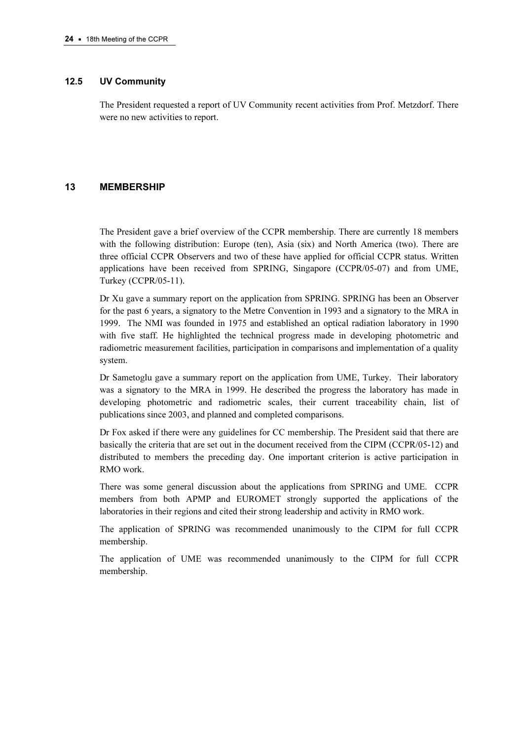### 12.5 UV Community

The President requested a report of UV Community recent activities from Prof. Metzdorf. There were no new activities to report.

## 13 MEMBERSHIP

The President gave a brief overview of the CCPR membership. There are currently 18 members with the following distribution: Europe (ten), Asia (six) and North America (two). There are three official CCPR Observers and two of these have applied for official CCPR status. Written applications have been received from SPRING, Singapore (CCPR/05-07) and from UME, Turkey (CCPR/05-11).

Dr Xu gave a summary report on the application from SPRING. SPRING has been an Observer for the past 6 years, a signatory to the Metre Convention in 1993 and a signatory to the MRA in 1999. The NMI was founded in 1975 and established an optical radiation laboratory in 1990 with five staff. He highlighted the technical progress made in developing photometric and radiometric measurement facilities, participation in comparisons and implementation of a quality system.

Dr Sametoglu gave a summary report on the application from UME, Turkey. Their laboratory was a signatory to the MRA in 1999. He described the progress the laboratory has made in developing photometric and radiometric scales, their current traceability chain, list of publications since 2003, and planned and completed comparisons.

Dr Fox asked if there were any guidelines for CC membership. The President said that there are basically the criteria that are set out in the document received from the CIPM (CCPR/05-12) and distributed to members the preceding day. One important criterion is active participation in RMO work.

There was some general discussion about the applications from SPRING and UME. CCPR members from both APMP and EUROMET strongly supported the applications of the laboratories in their regions and cited their strong leadership and activity in RMO work.

The application of SPRING was recommended unanimously to the CIPM for full CCPR membership.

The application of UME was recommended unanimously to the CIPM for full CCPR membership.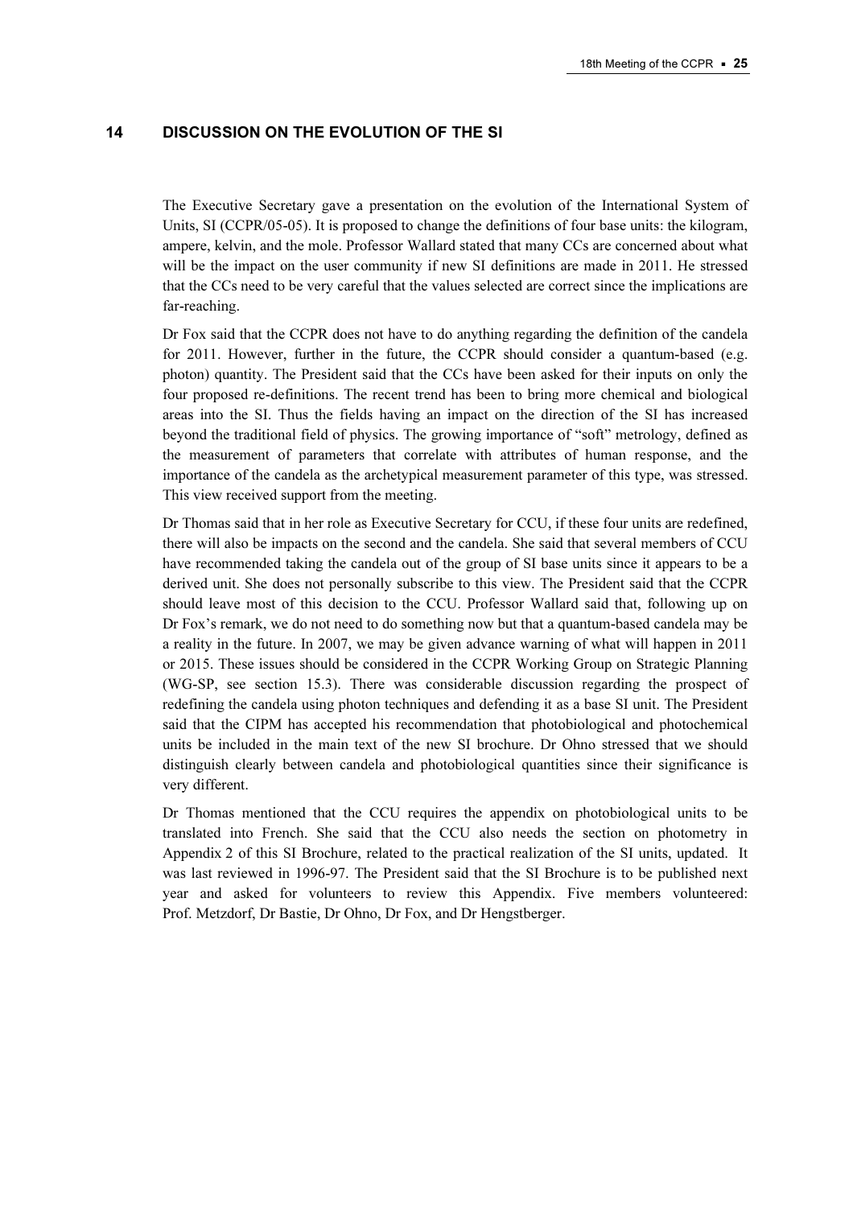## 14 DISCUSSION ON THE EVOLUTION OF THE SI

The Executive Secretary gave a presentation on the evolution of the International System of Units, SI (CCPR/05-05). It is proposed to change the definitions of four base units: the kilogram, ampere, kelvin, and the mole. Professor Wallard stated that many CCs are concerned about what will be the impact on the user community if new SI definitions are made in 2011. He stressed that the CCs need to be very careful that the values selected are correct since the implications are far-reaching.

Dr Fox said that the CCPR does not have to do anything regarding the definition of the candela for 2011. However, further in the future, the CCPR should consider a quantum-based (e.g. photon) quantity. The President said that the CCs have been asked for their inputs on only the four proposed re-definitions. The recent trend has been to bring more chemical and biological areas into the SI. Thus the fields having an impact on the direction of the SI has increased beyond the traditional field of physics. The growing importance of "soft" metrology, defined as the measurement of parameters that correlate with attributes of human response, and the importance of the candela as the archetypical measurement parameter of this type, was stressed. This view received support from the meeting.

Dr Thomas said that in her role as Executive Secretary for CCU, if these four units are redefined, there will also be impacts on the second and the candela. She said that several members of CCU have recommended taking the candela out of the group of SI base units since it appears to be a derived unit. She does not personally subscribe to this view. The President said that the CCPR should leave most of this decision to the CCU. Professor Wallard said that, following up on Dr Fox's remark, we do not need to do something now but that a quantum-based candela may be a reality in the future. In 2007, we may be given advance warning of what will happen in 2011 or 2015. These issues should be considered in the CCPR Working Group on Strategic Planning (WG-SP, see section 15.3). There was considerable discussion regarding the prospect of redefining the candela using photon techniques and defending it as a base SI unit. The President said that the CIPM has accepted his recommendation that photobiological and photochemical units be included in the main text of the new SI brochure. Dr Ohno stressed that we should distinguish clearly between candela and photobiological quantities since their significance is very different.

Dr Thomas mentioned that the CCU requires the appendix on photobiological units to be translated into French. She said that the CCU also needs the section on photometry in Appendix 2 of this SI Brochure, related to the practical realization of the SI units, updated. It was last reviewed in 1996-97. The President said that the SI Brochure is to be published next year and asked for volunteers to review this Appendix. Five members volunteered: Prof. Metzdorf, Dr Bastie, Dr Ohno, Dr Fox, and Dr Hengstberger.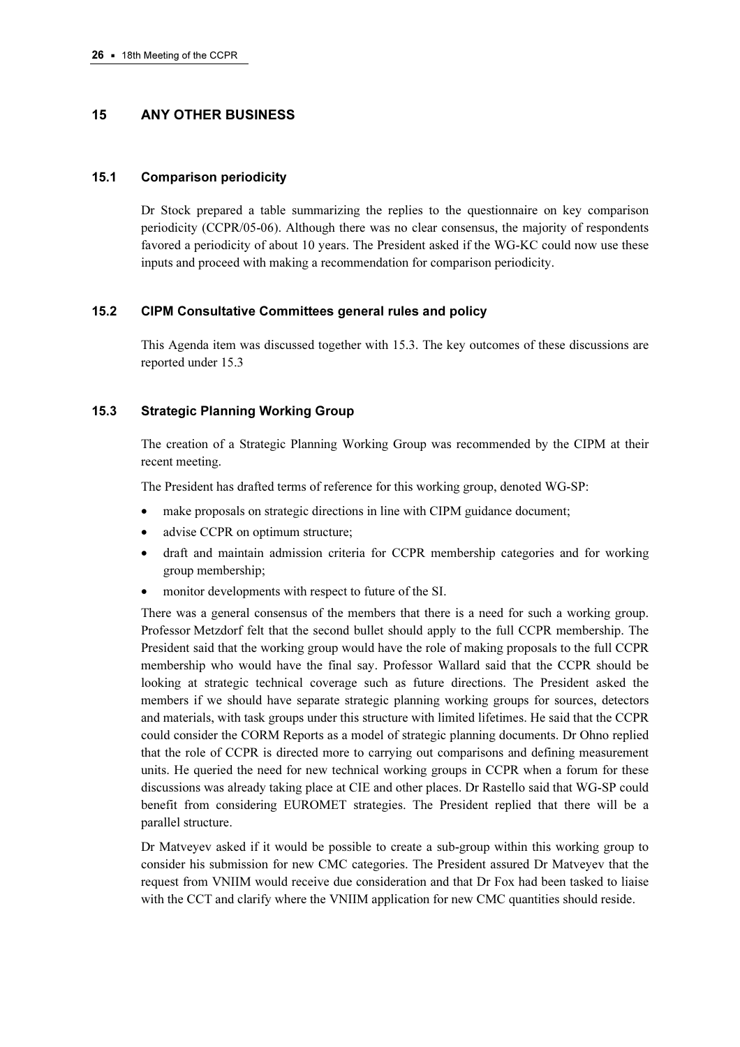## 15 ANY OTHER BUSINESS

### 15.1 Comparison periodicity

Dr Stock prepared a table summarizing the replies to the questionnaire on key comparison periodicity (CCPR/05-06). Although there was no clear consensus, the majority of respondents favored a periodicity of about 10 years. The President asked if the WG-KC could now use these inputs and proceed with making a recommendation for comparison periodicity.

### 15.2 CIPM Consultative Committees general rules and policy

This Agenda item was discussed together with 15.3. The key outcomes of these discussions are reported under 15.3

### 15.3 Strategic Planning Working Group

The creation of a Strategic Planning Working Group was recommended by the CIPM at their recent meeting.

The President has drafted terms of reference for this working group, denoted WG-SP:

- make proposals on strategic directions in line with CIPM guidance document;
- advise CCPR on optimum structure;
- draft and maintain admission criteria for CCPR membership categories and for working group membership;
- monitor developments with respect to future of the SI.

There was a general consensus of the members that there is a need for such a working group. Professor Metzdorf felt that the second bullet should apply to the full CCPR membership. The President said that the working group would have the role of making proposals to the full CCPR membership who would have the final say. Professor Wallard said that the CCPR should be looking at strategic technical coverage such as future directions. The President asked the members if we should have separate strategic planning working groups for sources, detectors and materials, with task groups under this structure with limited lifetimes. He said that the CCPR could consider the CORM Reports as a model of strategic planning documents. Dr Ohno replied that the role of CCPR is directed more to carrying out comparisons and defining measurement units. He queried the need for new technical working groups in CCPR when a forum for these discussions was already taking place at CIE and other places. Dr Rastello said that WG-SP could benefit from considering EUROMET strategies. The President replied that there will be a parallel structure.

Dr Matveyev asked if it would be possible to create a sub-group within this working group to consider his submission for new CMC categories. The President assured Dr Matveyev that the request from VNIIM would receive due consideration and that Dr Fox had been tasked to liaise with the CCT and clarify where the VNIIM application for new CMC quantities should reside.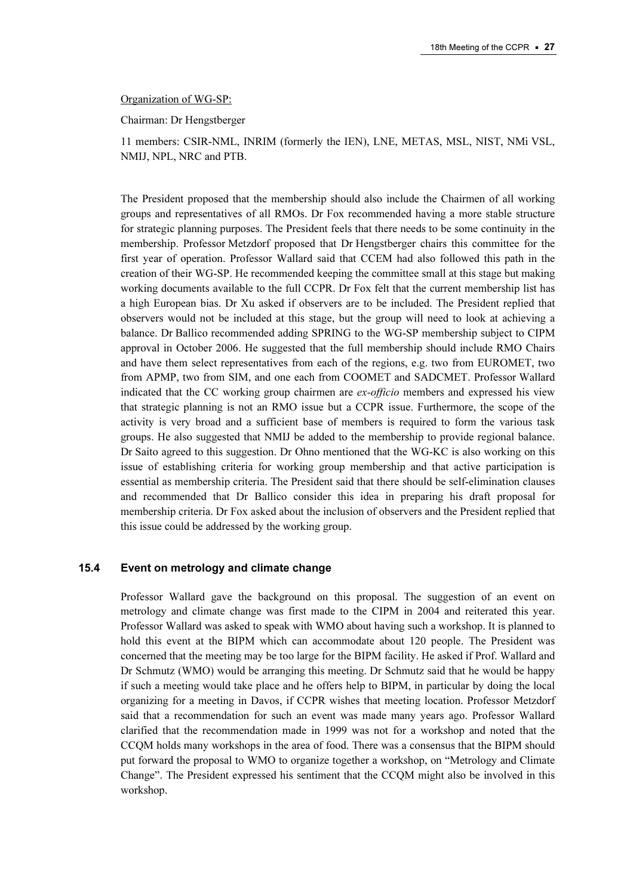Organization of WG-SP:

Chairman: Dr Hengstberger

11 members: CSIR-NML, INRIM (formerly the IEN), LNE, METAS, MSL, NIST, NMi VSL, NMIJ, NPL, NRC and PTB.

The President proposed that the membership should also include the Chairmen of all working groups and representatives of all RMOs. Dr Fox recommended having a more stable structure for strategic planning purposes. The President feels that there needs to be some continuity in the membership. Professor Metzdorf proposed that Dr Hengstberger chairs this committee for the first year of operation. Professor Wallard said that CCEM had also followed this path in the creation of their WG-SP. He recommended keeping the committee small at this stage but making working documents available to the full CCPR. Dr Fox felt that the current membership list has a high European bias. Dr Xu asked if observers are to be included. The President replied that observers would not be included at this stage, but the group will need to look at achieving a balance. Dr Ballico recommended adding SPRING to the WG-SP membership subject to CIPM approval in October 2006. He suggested that the full membership should include RMO Chairs and have them select representatives from each of the regions, e.g. two from EUROMET, two from APMP, two from SIM, and one each from COOMET and SADCMET. Professor Wallard indicated that the CC working group chairmen are *ex-officio* members and expressed his view that strategic planning is not an RMO issue but a CCPR issue. Furthermore, the scope of the activity is very broad and a sufficient base of members is required to form the various task groups. He also suggested that NMIJ be added to the membership to provide regional balance. Dr Saito agreed to this suggestion. Dr Ohno mentioned that the WG-KC is also working on this issue of establishing criteria for working group membership and that active participation is essential as membership criteria. The President said that there should be self-elimination clauses and recommended that Dr Ballico consider this idea in preparing his draft proposal for membership criteria. Dr Fox asked about the inclusion of observers and the President replied that this issue could be addressed by the working group.

### 15.4 Event on metrology and climate change

Professor Wallard gave the background on this proposal. The suggestion of an event on metrology and climate change was first made to the CIPM in 2004 and reiterated this year. Professor Wallard was asked to speak with WMO about having such a workshop. It is planned to hold this event at the BIPM which can accommodate about 120 people. The President was concerned that the meeting may be too large for the BIPM facility. He asked if Prof. Wallard and Dr Schmutz (WMO) would be arranging this meeting. Dr Schmutz said that he would be happy if such a meeting would take place and he offers help to BIPM, in particular by doing the local organizing for a meeting in Davos, if CCPR wishes that meeting location. Professor Metzdorf said that a recommendation for such an event was made many years ago. Professor Wallard clarified that the recommendation made in 1999 was not for a workshop and noted that the CCQM holds many workshops in the area of food. There was a consensus that the BIPM should put forward the proposal to WMO to organize together a workshop, on "Metrology and Climate Change". The President expressed his sentiment that the CCQM might also be involved in this workshop.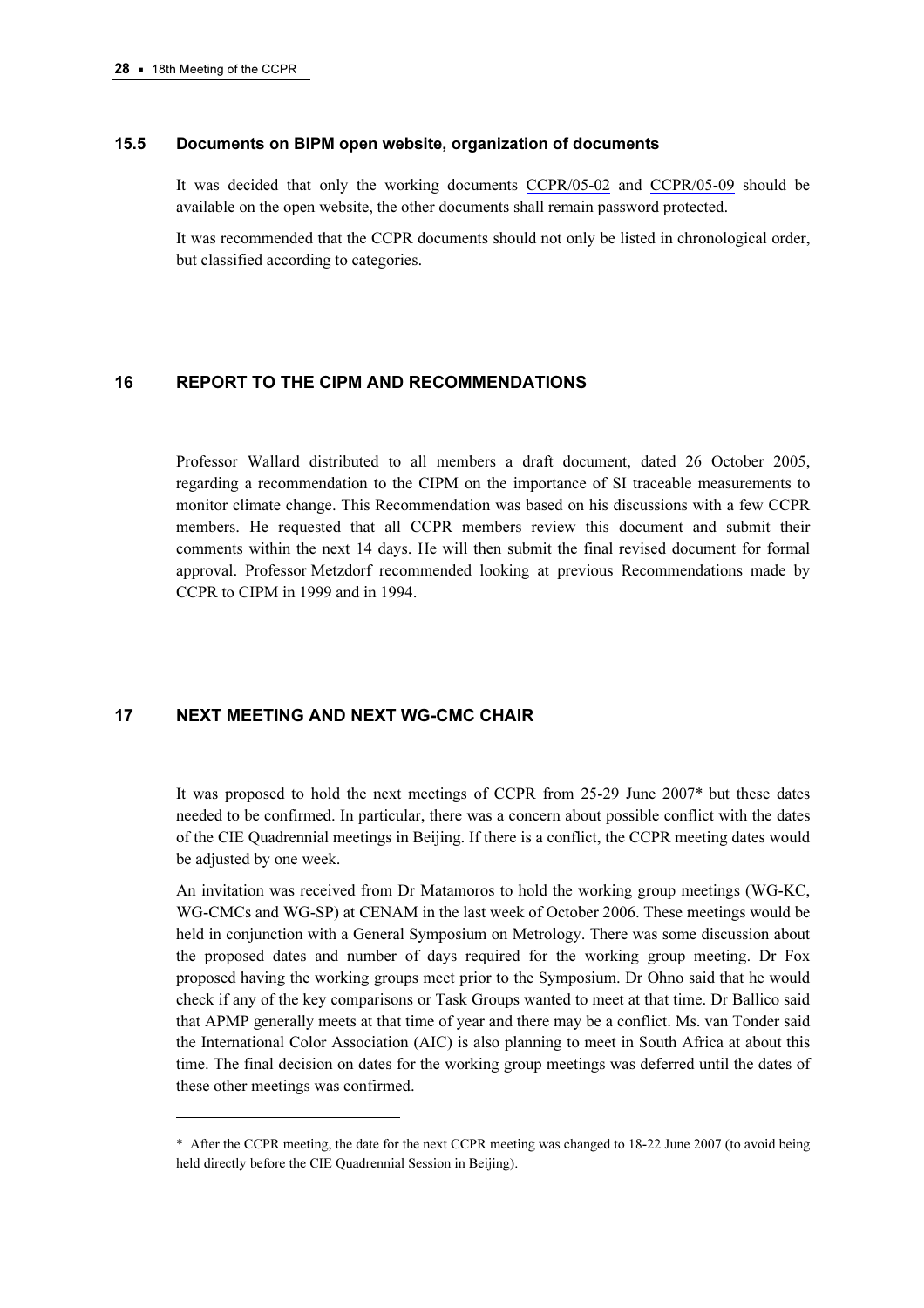### 15.5 Documents on BIPM open website, organization of documents

It was decided that only the working documents CCPR/05-02 and CCPR/05-09 should be available on the open website, the other documents shall remain password protected.

It was recommended that the CCPR documents should not only be listed in chronological order, but classified according to categories.

## 16 REPORT TO THE CIPM AND RECOMMENDATIONS

Professor Wallard distributed to all members a draft document, dated 26 October 2005, regarding a recommendation to the CIPM on the importance of SI traceable measurements to monitor climate change. This Recommendation was based on his discussions with a few CCPR members. He requested that all CCPR members review this document and submit their comments within the next 14 days. He will then submit the final revised document for formal approval. Professor Metzdorf recommended looking at previous Recommendations made by CCPR to CIPM in 1999 and in 1994.

## 17 NEXT MEETING AND NEXT WG-CMC CHAIR

It was proposed to hold the next meetings of CCPR from 25-29 June 2007* but these dates needed to be confirmed. In particular, there was a concern about possible conflict with the dates of the CIE Quadrennial meetings in Beijing. If there is a conflict, the CCPR meeting dates would be adjusted by one week.

An invitation was received from Dr Matamoros to hold the working group meetings (WG-KC, WG-CMCs and WG-SP) at CENAM in the last week of October 2006. These meetings would be held in conjunction with a General Symposium on Metrology. There was some discussion about the proposed dates and number of days required for the working group meeting. Dr Fox proposed having the working groups meet prior to the Symposium. Dr Ohno said that he would check if any of the key comparisons or Task Groups wanted to meet at that time. Dr Ballico said that APMP generally meets at that time of year and there may be a conflict. Ms. van Tonder said the International Color Association (AIC) is also planning to meet in South Africa at about this time. The final decision on dates for the working group meetings was deferred until the dates of these other meetings was confirmed.

---

\* After the CCPR meeting, the date for the next CCPR meeting was changed to 18-22 June 2007 (to avoid being held directly before the CIE Quadrennial Session in Beijing).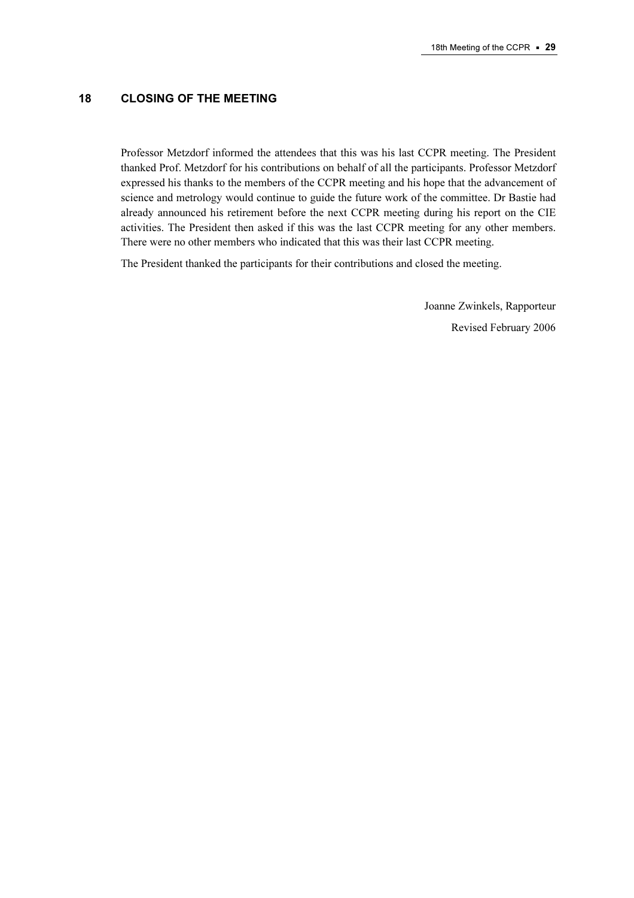## 18 CLOSING OF THE MEETING

Professor Metzdorf informed the attendees that this was his last CCPR meeting. The President thanked Prof. Metzdorf for his contributions on behalf of all the participants. Professor Metzdorf expressed his thanks to the members of the CCPR meeting and his hope that the advancement of science and metrology would continue to guide the future work of the committee. Dr Bastie had already announced his retirement before the next CCPR meeting during his report on the CIE activities. The President then asked if this was the last CCPR meeting for any other members. There were no other members who indicated that this was their last CCPR meeting.

The President thanked the participants for their contributions and closed the meeting.

Joanne Zwinkels, Rapporteur

Revised February 2006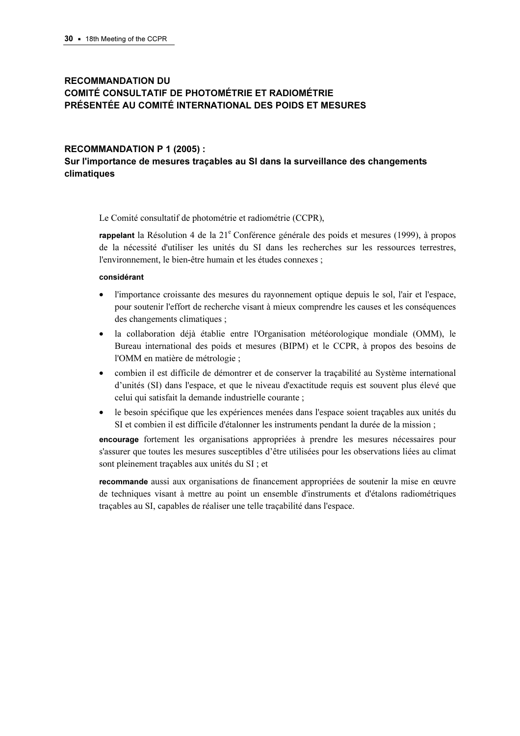## RECOMMANDATION DU COMITÉ CONSULTATIF DE PHOTOMÉTRIE ET RADIOMÉTRIE PRÉSENTÉE AU COMITÉ INTERNATIONAL DES POIDS ET MESURES

### RECOMMANDATION P 1 (2005) : Sur l'importance de mesures traçables au SI dans la surveillance des changements climatiques

Le Comité consultatif de photométrie et radiométrie (CCPR),

**rappelant** la Résolution 4 de la 21e Conférence générale des poids et mesures (1999), à propos de la nécessité d'utiliser les unités du SI dans les recherches sur les ressources terrestres, l'environnement, le bien-être humain et les études connexes ;

**considérant**

- l'importance croissante des mesures du rayonnement optique depuis le sol, l'air et l'espace, pour soutenir l'effort de recherche visant à mieux comprendre les causes et les conséquences des changements climatiques ;
- la collaboration déjà établie entre l'Organisation météorologique mondiale (OMM), le Bureau international des poids et mesures (BIPM) et le CCPR, à propos des besoins de l'OMM en matière de métrologie ;
- combien il est difficile de démontrer et de conserver la traçabilité au Système international d'unités (SI) dans l'espace, et que le niveau d'exactitude requis est souvent plus élevé que celui qui satisfait la demande industrielle courante ;
- le besoin spécifique que les expériences menées dans l'espace soient traçables aux unités du SI et combien il est difficile d'étalonner les instruments pendant la durée de la mission ;

**encourage** fortement les organisations appropriées à prendre les mesures nécessaires pour s'assurer que toutes les mesures susceptibles d'être utilisées pour les observations liées au climat sont pleinement traçables aux unités du SI ; et

**recommande** aussi aux organisations de financement appropriées de soutenir la mise en œuvre de techniques visant à mettre au point un ensemble d'instruments et d'étalons radiométriques traçables au SI, capables de réaliser une telle traçabilité dans l'espace.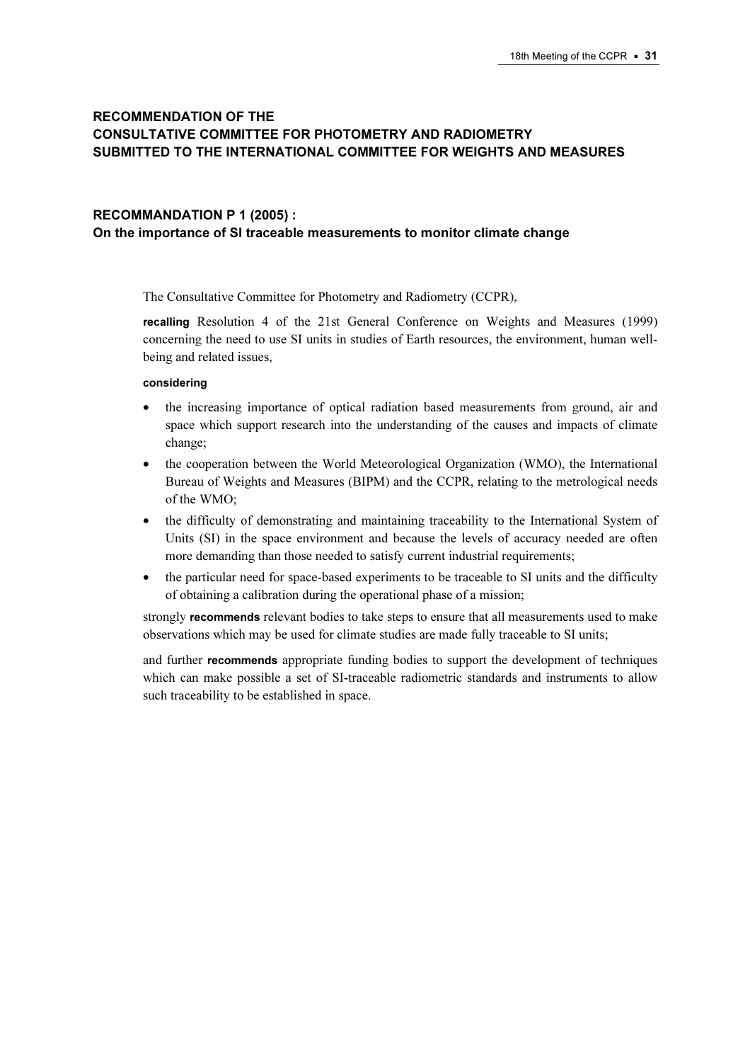## RECOMMENDATION OF THE CONSULTATIVE COMMITTEE FOR PHOTOMETRY AND RADIOMETRY SUBMITTED TO THE INTERNATIONAL COMMITTEE FOR WEIGHTS AND MEASURES

### RECOMMANDATION P 1 (2005) : On the importance of SI traceable measurements to monitor climate change

The Consultative Committee for Photometry and Radiometry (CCPR),

**recalling** Resolution 4 of the 21st General Conference on Weights and Measures (1999) concerning the need to use SI units in studies of Earth resources, the environment, human well-being and related issues,

**considering**

- the increasing importance of optical radiation based measurements from ground, air and space which support research into the understanding of the causes and impacts of climate change;
- the cooperation between the World Meteorological Organization (WMO), the International Bureau of Weights and Measures (BIPM) and the CCPR, relating to the metrological needs of the WMO;
- the difficulty of demonstrating and maintaining traceability to the International System of Units (SI) in the space environment and because the levels of accuracy needed are often more demanding than those needed to satisfy current industrial requirements;
- the particular need for space-based experiments to be traceable to SI units and the difficulty of obtaining a calibration during the operational phase of a mission;

strongly **recommends** relevant bodies to take steps to ensure that all measurements used to make observations which may be used for climate studies are made fully traceable to SI units;

and further **recommends** appropriate funding bodies to support the development of techniques which can make possible a set of SI-traceable radiometric standards and instruments to allow such traceability to be established in space.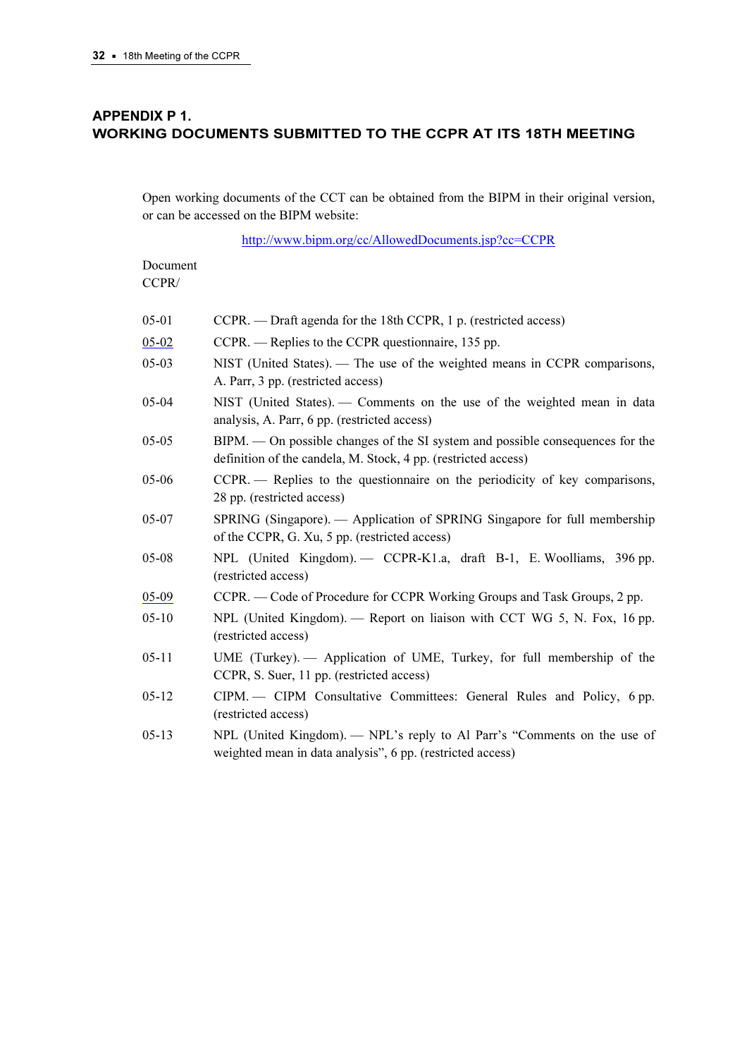## APPENDIX P 1.
## WORKING DOCUMENTS SUBMITTED TO THE CCPR AT ITS 18TH MEETING

Open working documents of the CCT can be obtained from the BIPM in their original version, or can be accessed on the BIPM website:

http://www.bipm.org/cc/AllowedDocuments.jsp?cc=CCPR

Document
CCPR/

| | |
|---|---|
| 05-01 | CCPR. — Draft agenda for the 18th CCPR, 1 p. (restricted access) |
| 05-02 | CCPR. — Replies to the CCPR questionnaire, 135 pp. |
| 05-03 | NIST (United States). — The use of the weighted means in CCPR comparisons, A. Parr, 3 pp. (restricted access) |
| 05-04 | NIST (United States). — Comments on the use of the weighted mean in data analysis, A. Parr, 6 pp. (restricted access) |
| 05-05 | BIPM. — On possible changes of the SI system and possible consequences for the definition of the candela, M. Stock, 4 pp. (restricted access) |
| 05-06 | CCPR. — Replies to the questionnaire on the periodicity of key comparisons, 28 pp. (restricted access) |
| 05-07 | SPRING (Singapore). — Application of SPRING Singapore for full membership of the CCPR, G. Xu, 5 pp. (restricted access) |
| 05-08 | NPL (United Kingdom). — CCPR-K1.a, draft B-1, E. Woolliams, 396 pp. (restricted access) |
| 05-09 | CCPR. — Code of Procedure for CCPR Working Groups and Task Groups, 2 pp. |
| 05-10 | NPL (United Kingdom). — Report on liaison with CCT WG 5, N. Fox, 16 pp. (restricted access) |
| 05-11 | UME (Turkey). — Application of UME, Turkey, for full membership of the CCPR, S. Suer, 11 pp. (restricted access) |
| 05-12 | CIPM. — CIPM Consultative Committees: General Rules and Policy, 6 pp. (restricted access) |
| 05-13 | NPL (United Kingdom). — NPL's reply to Al Parr's "Comments on the use of weighted mean in data analysis", 6 pp. (restricted access) |